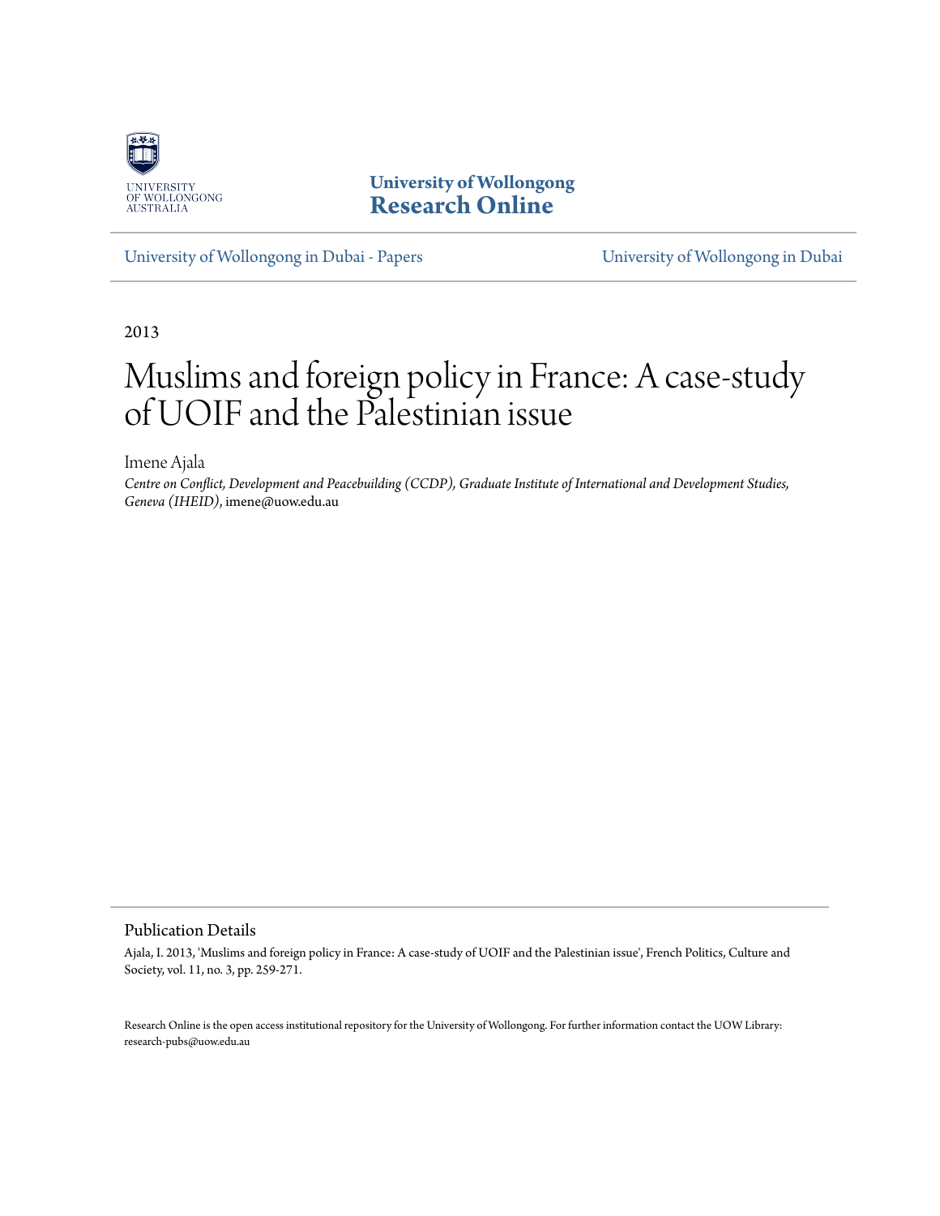University of Wollongong
**Research Online**

University of Wollongong in Dubai - Papers | University of Wollongong in Dubai

2013

# Muslims and foreign policy in France: A case-study of UOIF and the Palestinian issue

Imene Ajala

*Centre on Conflict, Development and Peacebuilding (CCDP), Graduate Institute of International and Development Studies, Geneva (IHEID)*, imene@uow.edu.au

## Publication Details

Ajala, I. 2013, 'Muslims and foreign policy in France: A case-study of UOIF and the Palestinian issue', French Politics, Culture and Society, vol. 11, no. 3, pp. 259-271.

Research Online is the open access institutional repository for the University of Wollongong. For further information contact the UOW Library: research-pubs@uow.edu.au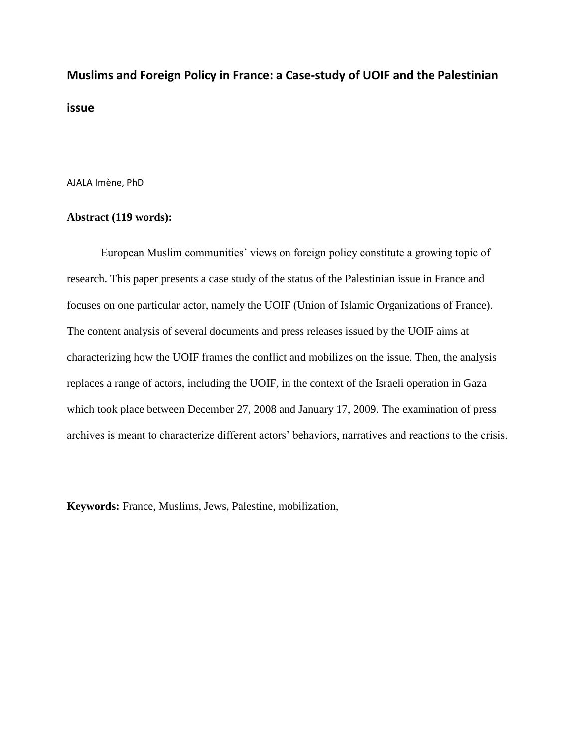# Muslims and Foreign Policy in France: a Case-study of UOIF and the Palestinian issue

AJALA Imène, PhD

**Abstract (119 words):**

European Muslim communities' views on foreign policy constitute a growing topic of research. This paper presents a case study of the status of the Palestinian issue in France and focuses on one particular actor, namely the UOIF (Union of Islamic Organizations of France). The content analysis of several documents and press releases issued by the UOIF aims at characterizing how the UOIF frames the conflict and mobilizes on the issue. Then, the analysis replaces a range of actors, including the UOIF, in the context of the Israeli operation in Gaza which took place between December 27, 2008 and January 17, 2009. The examination of press archives is meant to characterize different actors' behaviors, narratives and reactions to the crisis.

**Keywords:** France, Muslims, Jews, Palestine, mobilization,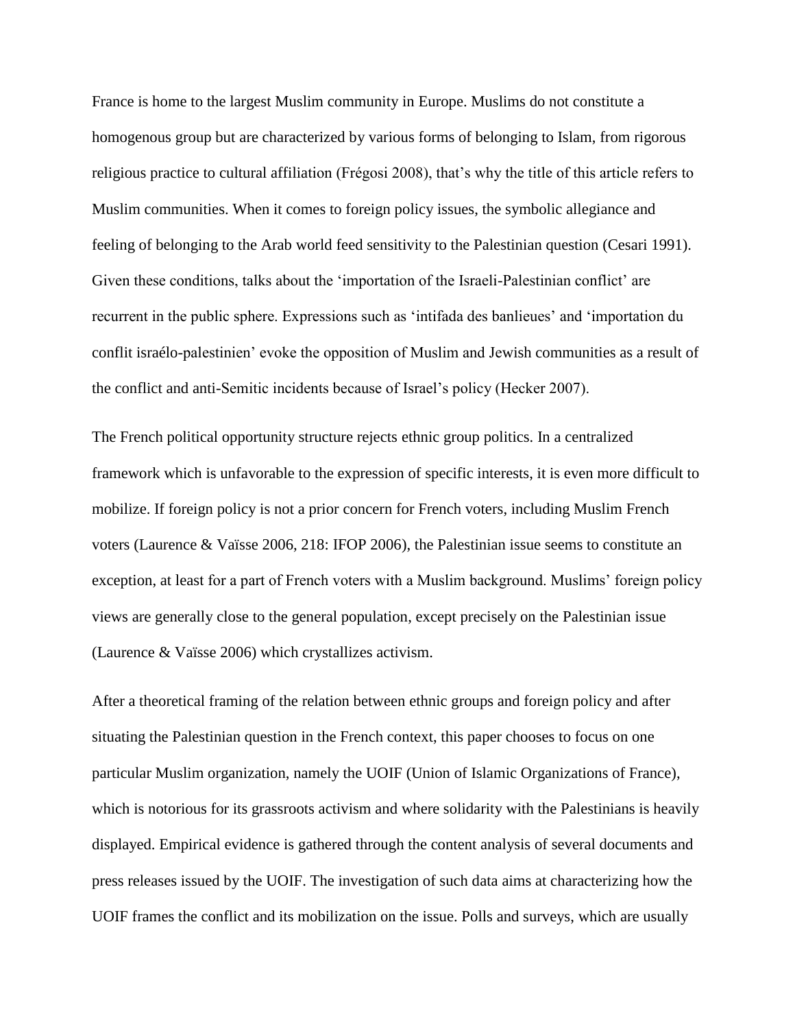France is home to the largest Muslim community in Europe. Muslims do not constitute a homogenous group but are characterized by various forms of belonging to Islam, from rigorous religious practice to cultural affiliation (Frégosi 2008), that's why the title of this article refers to Muslim communities. When it comes to foreign policy issues, the symbolic allegiance and feeling of belonging to the Arab world feed sensitivity to the Palestinian question (Cesari 1991). Given these conditions, talks about the 'importation of the Israeli-Palestinian conflict' are recurrent in the public sphere. Expressions such as 'intifada des banlieues' and 'importation du conflit israélo-palestinien' evoke the opposition of Muslim and Jewish communities as a result of the conflict and anti-Semitic incidents because of Israel's policy (Hecker 2007).

The French political opportunity structure rejects ethnic group politics. In a centralized framework which is unfavorable to the expression of specific interests, it is even more difficult to mobilize. If foreign policy is not a prior concern for French voters, including Muslim French voters (Laurence & Vaïsse 2006, 218: IFOP 2006), the Palestinian issue seems to constitute an exception, at least for a part of French voters with a Muslim background. Muslims' foreign policy views are generally close to the general population, except precisely on the Palestinian issue (Laurence & Vaïsse 2006) which crystallizes activism.

After a theoretical framing of the relation between ethnic groups and foreign policy and after situating the Palestinian question in the French context, this paper chooses to focus on one particular Muslim organization, namely the UOIF (Union of Islamic Organizations of France), which is notorious for its grassroots activism and where solidarity with the Palestinians is heavily displayed. Empirical evidence is gathered through the content analysis of several documents and press releases issued by the UOIF. The investigation of such data aims at characterizing how the UOIF frames the conflict and its mobilization on the issue. Polls and surveys, which are usually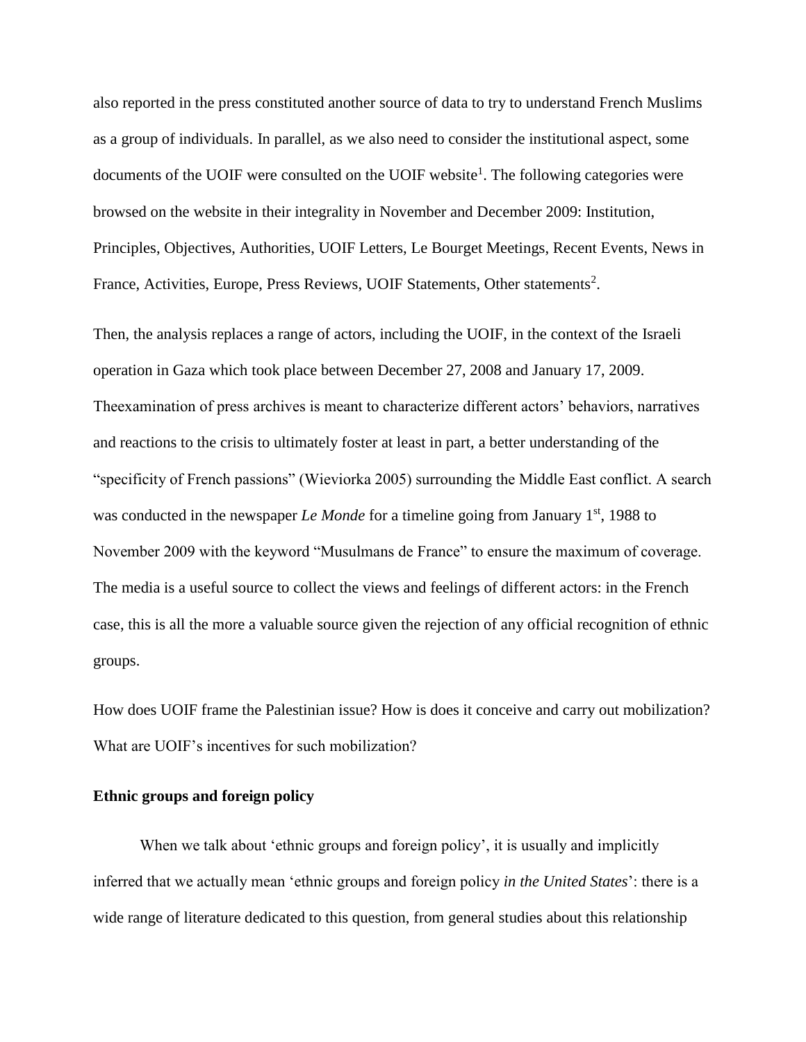also reported in the press constituted another source of data to try to understand French Muslims as a group of individuals. In parallel, as we also need to consider the institutional aspect, some documents of the UOIF were consulted on the UOIF website[1]. The following categories were browsed on the website in their integrality in November and December 2009: Institution, Principles, Objectives, Authorities, UOIF Letters, Le Bourget Meetings, Recent Events, News in France, Activities, Europe, Press Reviews, UOIF Statements, Other statements[2].

Then, the analysis replaces a range of actors, including the UOIF, in the context of the Israeli operation in Gaza which took place between December 27, 2008 and January 17, 2009. Theexamination of press archives is meant to characterize different actors' behaviors, narratives and reactions to the crisis to ultimately foster at least in part, a better understanding of the "specificity of French passions" (Wieviorka 2005) surrounding the Middle East conflict. A search was conducted in the newspaper *Le Monde* for a timeline going from January 1st, 1988 to November 2009 with the keyword "Musulmans de France" to ensure the maximum of coverage. The media is a useful source to collect the views and feelings of different actors: in the French case, this is all the more a valuable source given the rejection of any official recognition of ethnic groups.

How does UOIF frame the Palestinian issue? How is does it conceive and carry out mobilization? What are UOIF's incentives for such mobilization?

**Ethnic groups and foreign policy**

When we talk about 'ethnic groups and foreign policy', it is usually and implicitly inferred that we actually mean 'ethnic groups and foreign policy *in the United States*': there is a wide range of literature dedicated to this question, from general studies about this relationship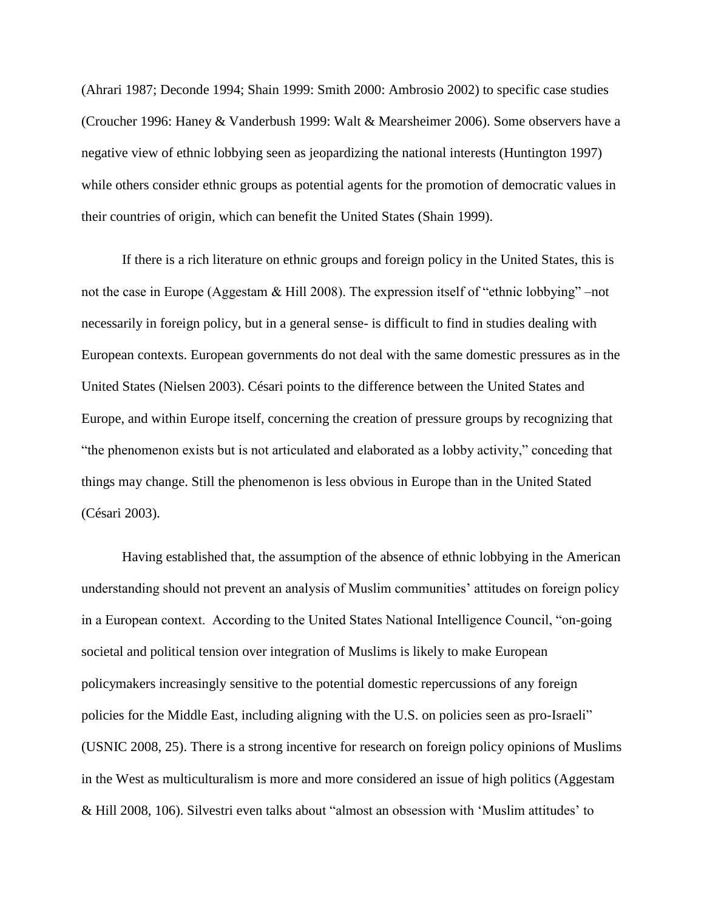(Ahrari 1987; Deconde 1994; Shain 1999: Smith 2000: Ambrosio 2002) to specific case studies (Croucher 1996: Haney & Vanderbush 1999: Walt & Mearsheimer 2006). Some observers have a negative view of ethnic lobbying seen as jeopardizing the national interests (Huntington 1997) while others consider ethnic groups as potential agents for the promotion of democratic values in their countries of origin, which can benefit the United States (Shain 1999).

If there is a rich literature on ethnic groups and foreign policy in the United States, this is not the case in Europe (Aggestam & Hill 2008). The expression itself of "ethnic lobbying" –not necessarily in foreign policy, but in a general sense- is difficult to find in studies dealing with European contexts. European governments do not deal with the same domestic pressures as in the United States (Nielsen 2003). Césari points to the difference between the United States and Europe, and within Europe itself, concerning the creation of pressure groups by recognizing that "the phenomenon exists but is not articulated and elaborated as a lobby activity," conceding that things may change. Still the phenomenon is less obvious in Europe than in the United Stated (Césari 2003).

Having established that, the assumption of the absence of ethnic lobbying in the American understanding should not prevent an analysis of Muslim communities' attitudes on foreign policy in a European context. According to the United States National Intelligence Council, "on-going societal and political tension over integration of Muslims is likely to make European policymakers increasingly sensitive to the potential domestic repercussions of any foreign policies for the Middle East, including aligning with the U.S. on policies seen as pro-Israeli" (USNIC 2008, 25). There is a strong incentive for research on foreign policy opinions of Muslims in the West as multiculturalism is more and more considered an issue of high politics (Aggestam & Hill 2008, 106). Silvestri even talks about "almost an obsession with 'Muslim attitudes' to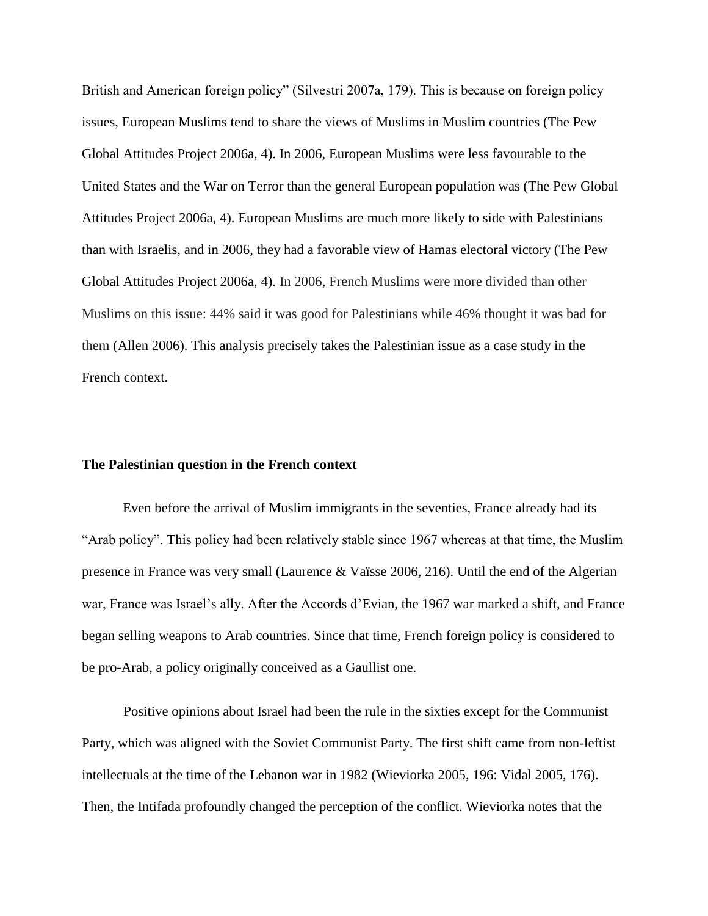British and American foreign policy" (Silvestri 2007a, 179). This is because on foreign policy issues, European Muslims tend to share the views of Muslims in Muslim countries (The Pew Global Attitudes Project 2006a, 4). In 2006, European Muslims were less favourable to the United States and the War on Terror than the general European population was (The Pew Global Attitudes Project 2006a, 4). European Muslims are much more likely to side with Palestinians than with Israelis, and in 2006, they had a favorable view of Hamas electoral victory (The Pew Global Attitudes Project 2006a, 4). In 2006, French Muslims were more divided than other Muslims on this issue: 44% said it was good for Palestinians while 46% thought it was bad for them (Allen 2006). This analysis precisely takes the Palestinian issue as a case study in the French context.

**The Palestinian question in the French context**

Even before the arrival of Muslim immigrants in the seventies, France already had its "Arab policy". This policy had been relatively stable since 1967 whereas at that time, the Muslim presence in France was very small (Laurence & Vaïsse 2006, 216). Until the end of the Algerian war, France was Israel's ally. After the Accords d'Evian, the 1967 war marked a shift, and France began selling weapons to Arab countries. Since that time, French foreign policy is considered to be pro-Arab, a policy originally conceived as a Gaullist one.

Positive opinions about Israel had been the rule in the sixties except for the Communist Party, which was aligned with the Soviet Communist Party. The first shift came from non-leftist intellectuals at the time of the Lebanon war in 1982 (Wieviorka 2005, 196: Vidal 2005, 176). Then, the Intifada profoundly changed the perception of the conflict. Wieviorka notes that the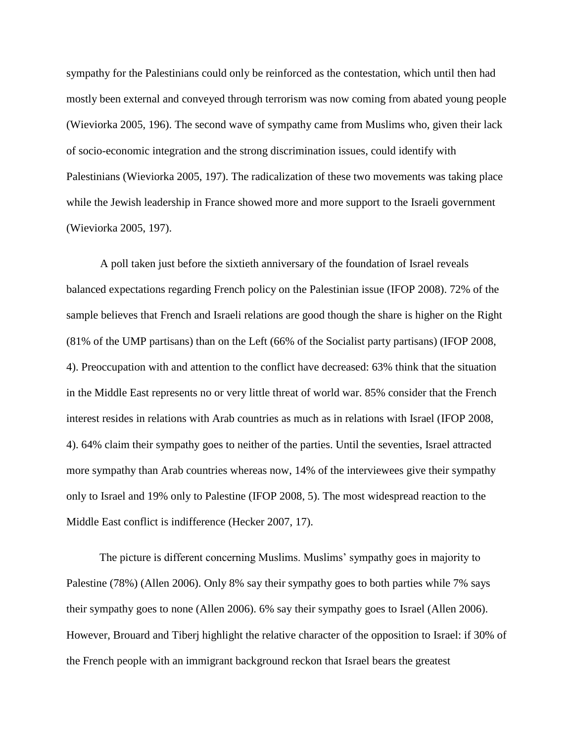sympathy for the Palestinians could only be reinforced as the contestation, which until then had mostly been external and conveyed through terrorism was now coming from abated young people (Wieviorka 2005, 196). The second wave of sympathy came from Muslims who, given their lack of socio-economic integration and the strong discrimination issues, could identify with Palestinians (Wieviorka 2005, 197). The radicalization of these two movements was taking place while the Jewish leadership in France showed more and more support to the Israeli government (Wieviorka 2005, 197).

A poll taken just before the sixtieth anniversary of the foundation of Israel reveals balanced expectations regarding French policy on the Palestinian issue (IFOP 2008). 72% of the sample believes that French and Israeli relations are good though the share is higher on the Right (81% of the UMP partisans) than on the Left (66% of the Socialist party partisans) (IFOP 2008, 4). Preoccupation with and attention to the conflict have decreased: 63% think that the situation in the Middle East represents no or very little threat of world war. 85% consider that the French interest resides in relations with Arab countries as much as in relations with Israel (IFOP 2008, 4). 64% claim their sympathy goes to neither of the parties. Until the seventies, Israel attracted more sympathy than Arab countries whereas now, 14% of the interviewees give their sympathy only to Israel and 19% only to Palestine (IFOP 2008, 5). The most widespread reaction to the Middle East conflict is indifference (Hecker 2007, 17).

The picture is different concerning Muslims. Muslims' sympathy goes in majority to Palestine (78%) (Allen 2006). Only 8% say their sympathy goes to both parties while 7% says their sympathy goes to none (Allen 2006). 6% say their sympathy goes to Israel (Allen 2006). However, Brouard and Tiberj highlight the relative character of the opposition to Israel: if 30% of the French people with an immigrant background reckon that Israel bears the greatest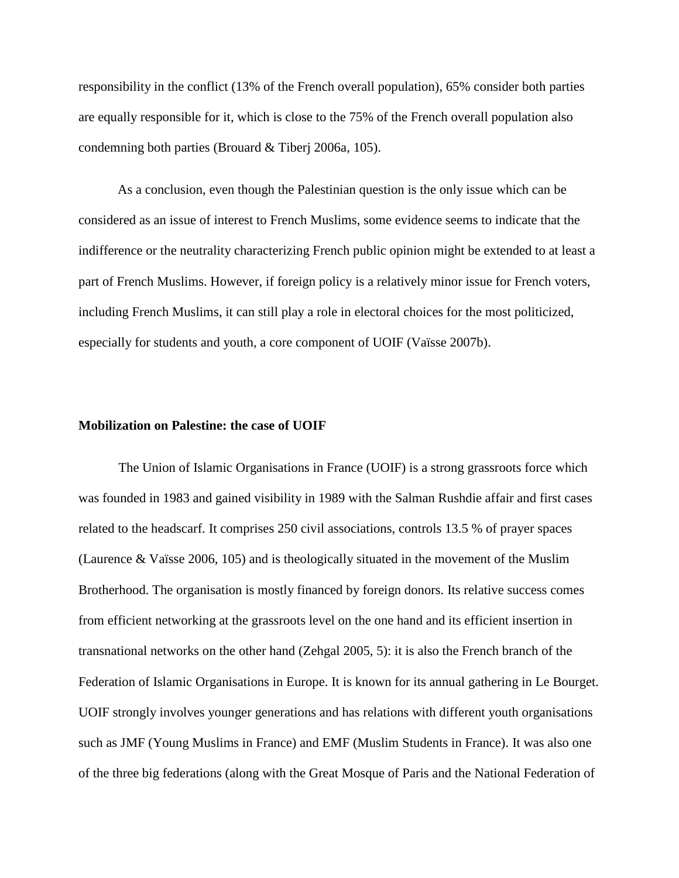responsibility in the conflict (13% of the French overall population), 65% consider both parties are equally responsible for it, which is close to the 75% of the French overall population also condemning both parties (Brouard & Tiberj 2006a, 105).

As a conclusion, even though the Palestinian question is the only issue which can be considered as an issue of interest to French Muslims, some evidence seems to indicate that the indifference or the neutrality characterizing French public opinion might be extended to at least a part of French Muslims. However, if foreign policy is a relatively minor issue for French voters, including French Muslims, it can still play a role in electoral choices for the most politicized, especially for students and youth, a core component of UOIF (Vaïsse 2007b).

**Mobilization on Palestine: the case of UOIF**

The Union of Islamic Organisations in France (UOIF) is a strong grassroots force which was founded in 1983 and gained visibility in 1989 with the Salman Rushdie affair and first cases related to the headscarf. It comprises 250 civil associations, controls 13.5 % of prayer spaces (Laurence & Vaïsse 2006, 105) and is theologically situated in the movement of the Muslim Brotherhood. The organisation is mostly financed by foreign donors. Its relative success comes from efficient networking at the grassroots level on the one hand and its efficient insertion in transnational networks on the other hand (Zehgal 2005, 5): it is also the French branch of the Federation of Islamic Organisations in Europe. It is known for its annual gathering in Le Bourget. UOIF strongly involves younger generations and has relations with different youth organisations such as JMF (Young Muslims in France) and EMF (Muslim Students in France). It was also one of the three big federations (along with the Great Mosque of Paris and the National Federation of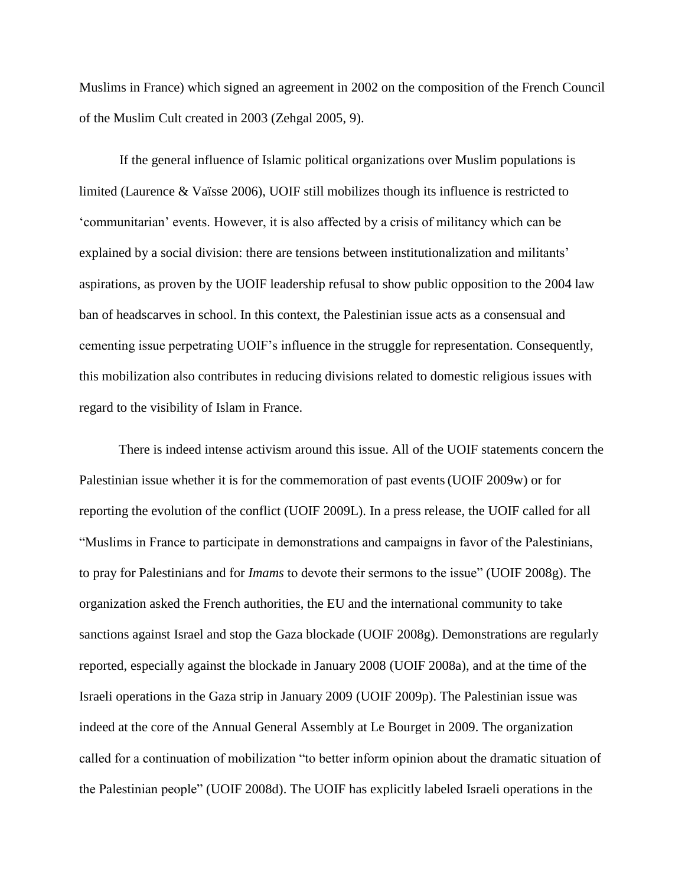Muslims in France) which signed an agreement in 2002 on the composition of the French Council of the Muslim Cult created in 2003 (Zehgal 2005, 9).

If the general influence of Islamic political organizations over Muslim populations is limited (Laurence & Vaïsse 2006), UOIF still mobilizes though its influence is restricted to 'communitarian' events. However, it is also affected by a crisis of militancy which can be explained by a social division: there are tensions between institutionalization and militants' aspirations, as proven by the UOIF leadership refusal to show public opposition to the 2004 law ban of headscarves in school. In this context, the Palestinian issue acts as a consensual and cementing issue perpetrating UOIF's influence in the struggle for representation. Consequently, this mobilization also contributes in reducing divisions related to domestic religious issues with regard to the visibility of Islam in France.

There is indeed intense activism around this issue. All of the UOIF statements concern the Palestinian issue whether it is for the commemoration of past events (UOIF 2009w) or for reporting the evolution of the conflict (UOIF 2009L). In a press release, the UOIF called for all "Muslims in France to participate in demonstrations and campaigns in favor of the Palestinians, to pray for Palestinians and for *Imams* to devote their sermons to the issue" (UOIF 2008g). The organization asked the French authorities, the EU and the international community to take sanctions against Israel and stop the Gaza blockade (UOIF 2008g). Demonstrations are regularly reported, especially against the blockade in January 2008 (UOIF 2008a), and at the time of the Israeli operations in the Gaza strip in January 2009 (UOIF 2009p). The Palestinian issue was indeed at the core of the Annual General Assembly at Le Bourget in 2009. The organization called for a continuation of mobilization "to better inform opinion about the dramatic situation of the Palestinian people" (UOIF 2008d). The UOIF has explicitly labeled Israeli operations in the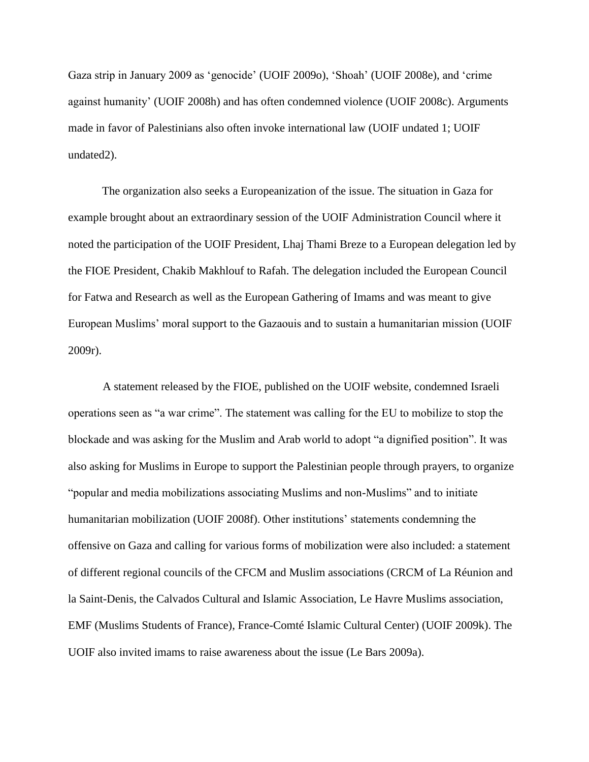Gaza strip in January 2009 as 'genocide' (UOIF 2009o), 'Shoah' (UOIF 2008e), and 'crime against humanity' (UOIF 2008h) and has often condemned violence (UOIF 2008c). Arguments made in favor of Palestinians also often invoke international law (UOIF undated 1; UOIF undated2).

The organization also seeks a Europeanization of the issue. The situation in Gaza for example brought about an extraordinary session of the UOIF Administration Council where it noted the participation of the UOIF President, Lhaj Thami Breze to a European delegation led by the FIOE President, Chakib Makhlouf to Rafah. The delegation included the European Council for Fatwa and Research as well as the European Gathering of Imams and was meant to give European Muslims' moral support to the Gazaouis and to sustain a humanitarian mission (UOIF 2009r).

A statement released by the FIOE, published on the UOIF website, condemned Israeli operations seen as "a war crime". The statement was calling for the EU to mobilize to stop the blockade and was asking for the Muslim and Arab world to adopt "a dignified position". It was also asking for Muslims in Europe to support the Palestinian people through prayers, to organize "popular and media mobilizations associating Muslims and non-Muslims" and to initiate humanitarian mobilization (UOIF 2008f). Other institutions' statements condemning the offensive on Gaza and calling for various forms of mobilization were also included: a statement of different regional councils of the CFCM and Muslim associations (CRCM of La Réunion and la Saint-Denis, the Calvados Cultural and Islamic Association, Le Havre Muslims association, EMF (Muslims Students of France), France-Comté Islamic Cultural Center) (UOIF 2009k). The UOIF also invited imams to raise awareness about the issue (Le Bars 2009a).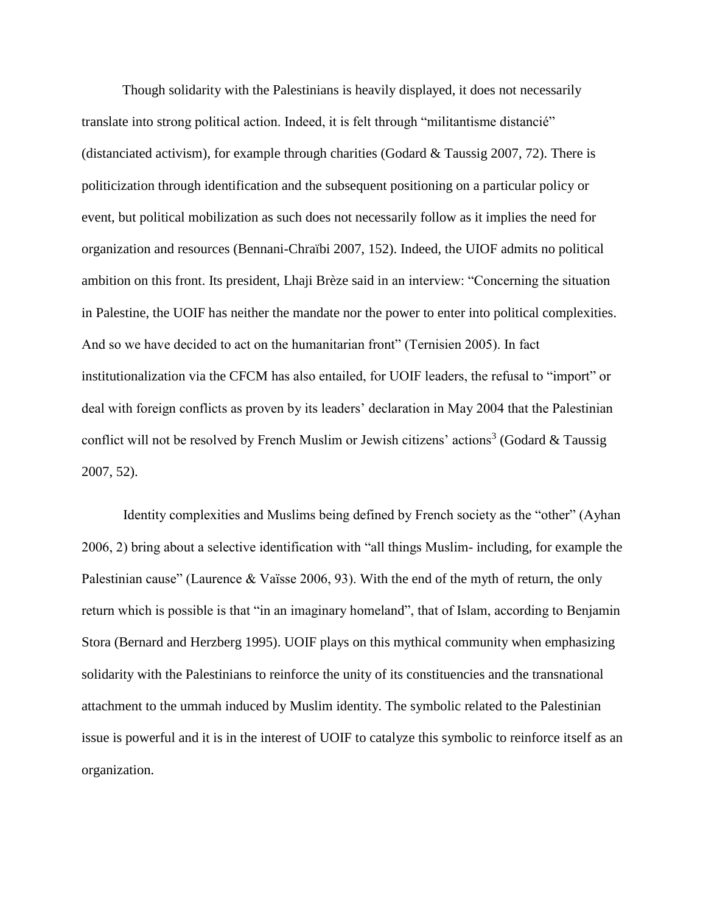Though solidarity with the Palestinians is heavily displayed, it does not necessarily translate into strong political action. Indeed, it is felt through "militantisme distancié" (distanciated activism), for example through charities (Godard & Taussig 2007, 72). There is politicization through identification and the subsequent positioning on a particular policy or event, but political mobilization as such does not necessarily follow as it implies the need for organization and resources (Bennani-Chraïbi 2007, 152). Indeed, the UIOF admits no political ambition on this front. Its president, Lhaji Brèze said in an interview: "Concerning the situation in Palestine, the UOIF has neither the mandate nor the power to enter into political complexities. And so we have decided to act on the humanitarian front" (Ternisien 2005). In fact institutionalization via the CFCM has also entailed, for UOIF leaders, the refusal to "import" or deal with foreign conflicts as proven by its leaders' declaration in May 2004 that the Palestinian conflict will not be resolved by French Muslim or Jewish citizens' actions[3] (Godard & Taussig 2007, 52).

Identity complexities and Muslims being defined by French society as the "other" (Ayhan 2006, 2) bring about a selective identification with "all things Muslim- including, for example the Palestinian cause" (Laurence & Vaïsse 2006, 93). With the end of the myth of return, the only return which is possible is that "in an imaginary homeland", that of Islam, according to Benjamin Stora (Bernard and Herzberg 1995). UOIF plays on this mythical community when emphasizing solidarity with the Palestinians to reinforce the unity of its constituencies and the transnational attachment to the ummah induced by Muslim identity. The symbolic related to the Palestinian issue is powerful and it is in the interest of UOIF to catalyze this symbolic to reinforce itself as an organization.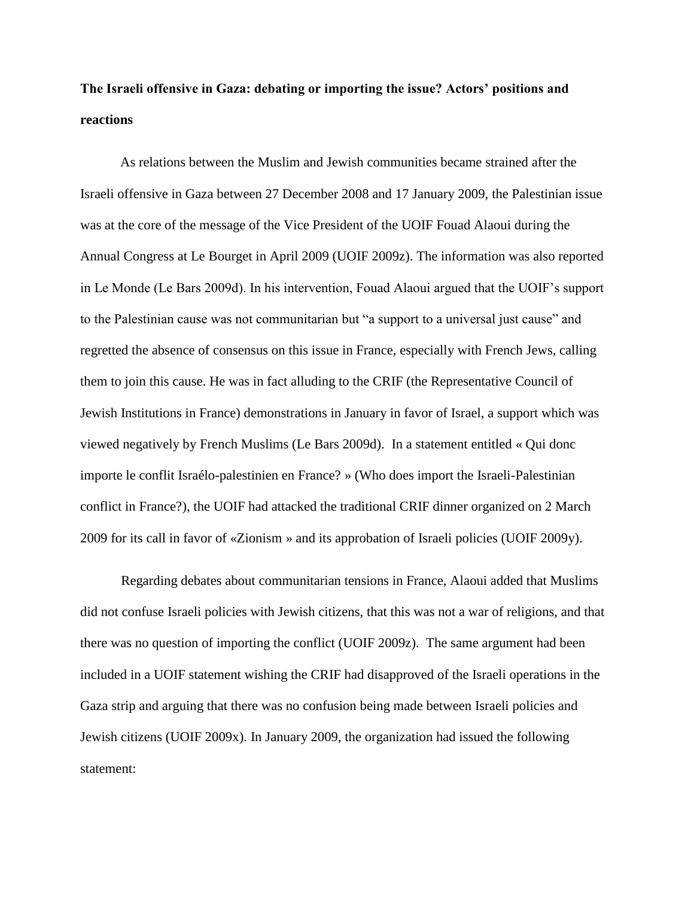**The Israeli offensive in Gaza: debating or importing the issue? Actors' positions and reactions**

As relations between the Muslim and Jewish communities became strained after the Israeli offensive in Gaza between 27 December 2008 and 17 January 2009, the Palestinian issue was at the core of the message of the Vice President of the UOIF Fouad Alaoui during the Annual Congress at Le Bourget in April 2009 (UOIF 2009z). The information was also reported in Le Monde (Le Bars 2009d). In his intervention, Fouad Alaoui argued that the UOIF's support to the Palestinian cause was not communitarian but "a support to a universal just cause" and regretted the absence of consensus on this issue in France, especially with French Jews, calling them to join this cause. He was in fact alluding to the CRIF (the Representative Council of Jewish Institutions in France) demonstrations in January in favor of Israel, a support which was viewed negatively by French Muslims (Le Bars 2009d). In a statement entitled « Qui donc importe le conflit Israélo-palestinien en France? » (Who does import the Israeli-Palestinian conflict in France?), the UOIF had attacked the traditional CRIF dinner organized on 2 March 2009 for its call in favor of «Zionism » and its approbation of Israeli policies (UOIF 2009y).

Regarding debates about communitarian tensions in France, Alaoui added that Muslims did not confuse Israeli policies with Jewish citizens, that this was not a war of religions, and that there was no question of importing the conflict (UOIF 2009z). The same argument had been included in a UOIF statement wishing the CRIF had disapproved of the Israeli operations in the Gaza strip and arguing that there was no confusion being made between Israeli policies and Jewish citizens (UOIF 2009x). In January 2009, the organization had issued the following statement: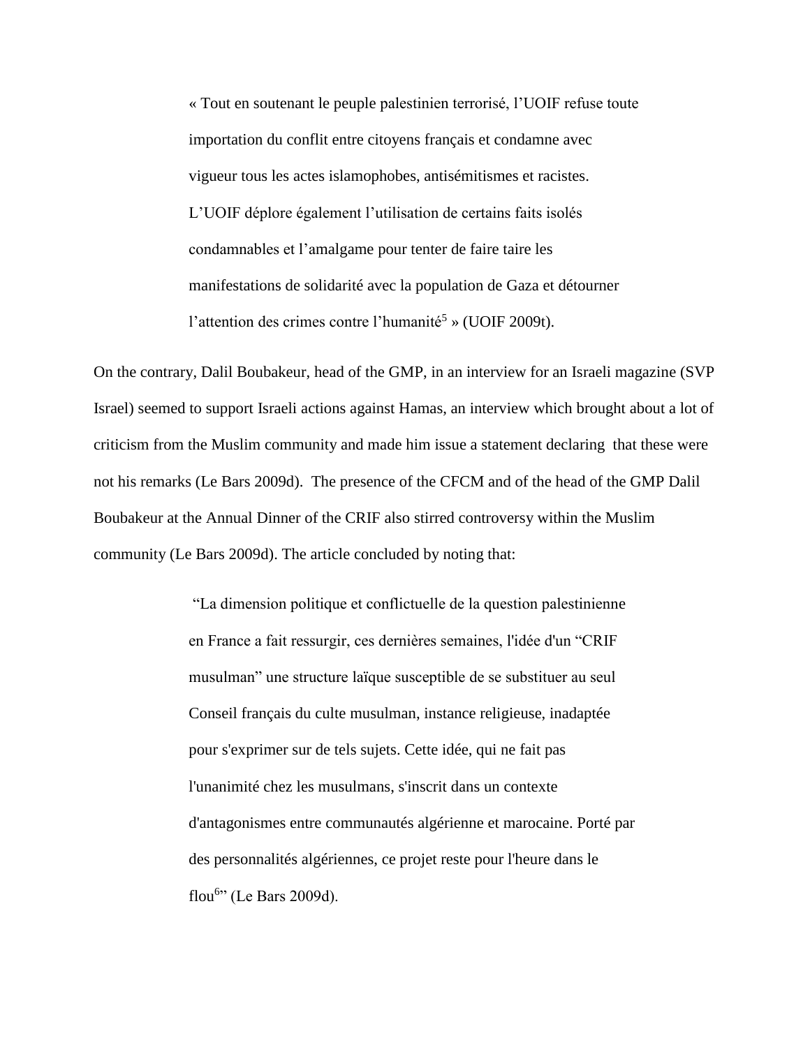> « Tout en soutenant le peuple palestinien terrorisé, l'UOIF refuse toute importation du conflit entre citoyens français et condamne avec vigueur tous les actes islamophobes, antisémitismes et racistes. L'UOIF déplore également l'utilisation de certains faits isolés condamnables et l'amalgame pour tenter de faire taire les manifestations de solidarité avec la population de Gaza et détourner l'attention des crimes contre l'humanité[5] » (UOIF 2009t).

On the contrary, Dalil Boubakeur, head of the GMP, in an interview for an Israeli magazine (SVP Israel) seemed to support Israeli actions against Hamas, an interview which brought about a lot of criticism from the Muslim community and made him issue a statement declaring that these were not his remarks (Le Bars 2009d). The presence of the CFCM and of the head of the GMP Dalil Boubakeur at the Annual Dinner of the CRIF also stirred controversy within the Muslim community (Le Bars 2009d). The article concluded by noting that:

> "La dimension politique et conflictuelle de la question palestinienne en France a fait ressurgir, ces dernières semaines, l'idée d'un "CRIF musulman" une structure laïque susceptible de se substituer au seul Conseil français du culte musulman, instance religieuse, inadaptée pour s'exprimer sur de tels sujets. Cette idée, qui ne fait pas l'unanimité chez les musulmans, s'inscrit dans un contexte d'antagonismes entre communautés algérienne et marocaine. Porté par des personnalités algériennes, ce projet reste pour l'heure dans le flou[6]" (Le Bars 2009d).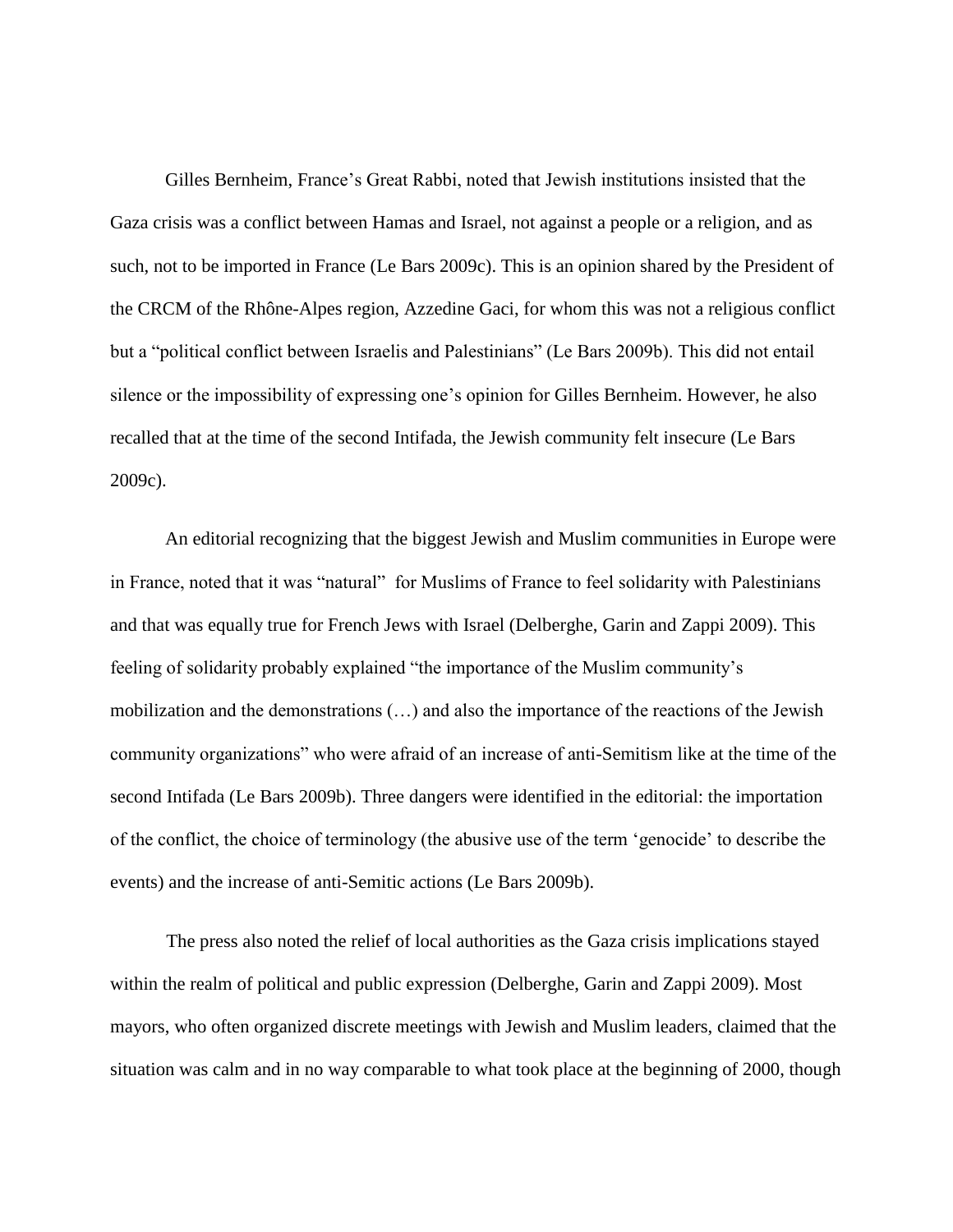Gilles Bernheim, France's Great Rabbi, noted that Jewish institutions insisted that the Gaza crisis was a conflict between Hamas and Israel, not against a people or a religion, and as such, not to be imported in France (Le Bars 2009c). This is an opinion shared by the President of the CRCM of the Rhône-Alpes region, Azzedine Gaci, for whom this was not a religious conflict but a "political conflict between Israelis and Palestinians" (Le Bars 2009b). This did not entail silence or the impossibility of expressing one's opinion for Gilles Bernheim. However, he also recalled that at the time of the second Intifada, the Jewish community felt insecure (Le Bars 2009c).

An editorial recognizing that the biggest Jewish and Muslim communities in Europe were in France, noted that it was "natural" for Muslims of France to feel solidarity with Palestinians and that was equally true for French Jews with Israel (Delberghe, Garin and Zappi 2009). This feeling of solidarity probably explained "the importance of the Muslim community's mobilization and the demonstrations (…) and also the importance of the reactions of the Jewish community organizations" who were afraid of an increase of anti-Semitism like at the time of the second Intifada (Le Bars 2009b). Three dangers were identified in the editorial: the importation of the conflict, the choice of terminology (the abusive use of the term 'genocide' to describe the events) and the increase of anti-Semitic actions (Le Bars 2009b).

The press also noted the relief of local authorities as the Gaza crisis implications stayed within the realm of political and public expression (Delberghe, Garin and Zappi 2009). Most mayors, who often organized discrete meetings with Jewish and Muslim leaders, claimed that the situation was calm and in no way comparable to what took place at the beginning of 2000, though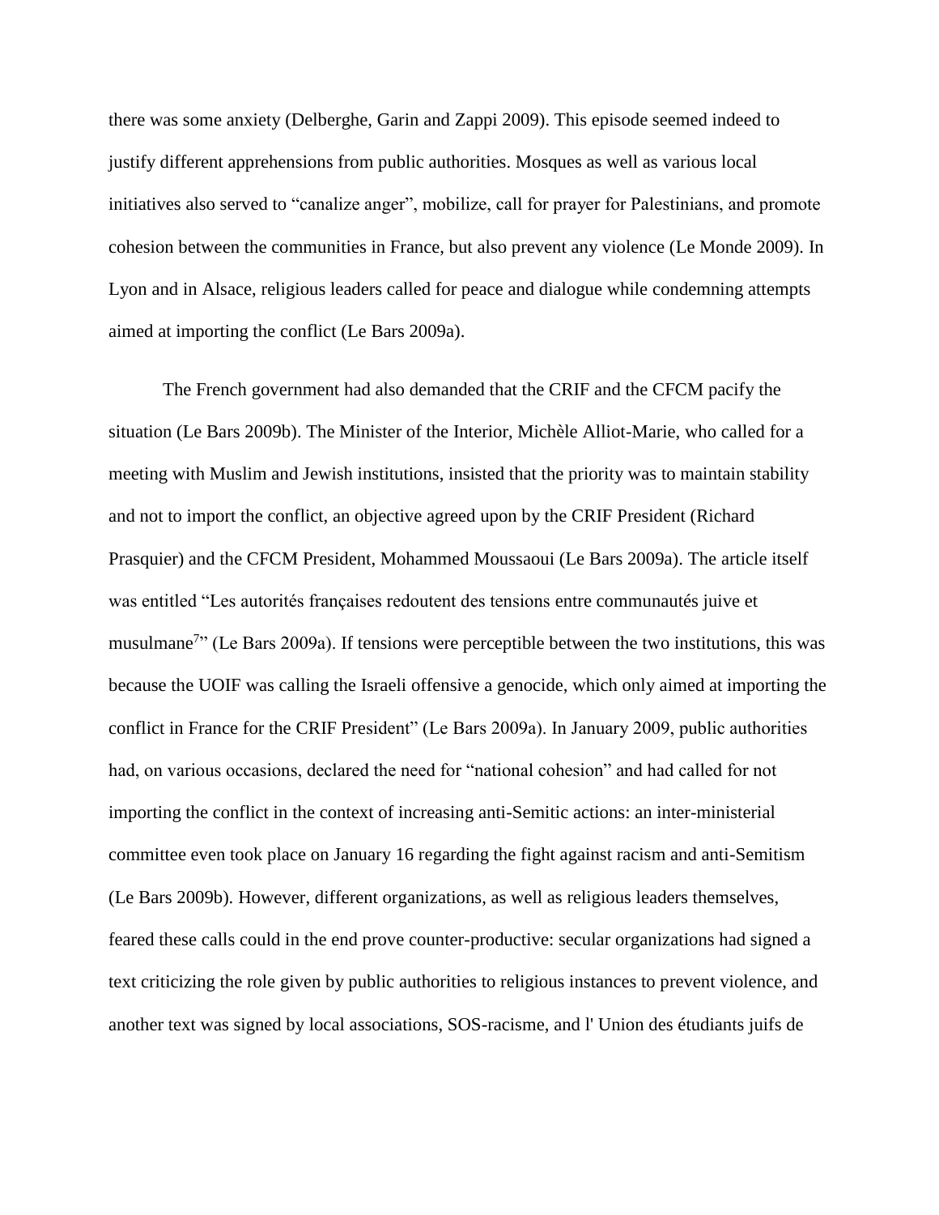there was some anxiety (Delberghe, Garin and Zappi 2009). This episode seemed indeed to justify different apprehensions from public authorities. Mosques as well as various local initiatives also served to "canalize anger", mobilize, call for prayer for Palestinians, and promote cohesion between the communities in France, but also prevent any violence (Le Monde 2009). In Lyon and in Alsace, religious leaders called for peace and dialogue while condemning attempts aimed at importing the conflict (Le Bars 2009a).

The French government had also demanded that the CRIF and the CFCM pacify the situation (Le Bars 2009b). The Minister of the Interior, Michèle Alliot-Marie, who called for a meeting with Muslim and Jewish institutions, insisted that the priority was to maintain stability and not to import the conflict, an objective agreed upon by the CRIF President (Richard Prasquier) and the CFCM President, Mohammed Moussaoui (Le Bars 2009a). The article itself was entitled "Les autorités françaises redoutent des tensions entre communautés juive et musulmane[7]" (Le Bars 2009a). If tensions were perceptible between the two institutions, this was because the UOIF was calling the Israeli offensive a genocide, which only aimed at importing the conflict in France for the CRIF President" (Le Bars 2009a). In January 2009, public authorities had, on various occasions, declared the need for "national cohesion" and had called for not importing the conflict in the context of increasing anti-Semitic actions: an inter-ministerial committee even took place on January 16 regarding the fight against racism and anti-Semitism (Le Bars 2009b). However, different organizations, as well as religious leaders themselves, feared these calls could in the end prove counter-productive: secular organizations had signed a text criticizing the role given by public authorities to religious instances to prevent violence, and another text was signed by local associations, SOS-racisme, and l' Union des étudiants juifs de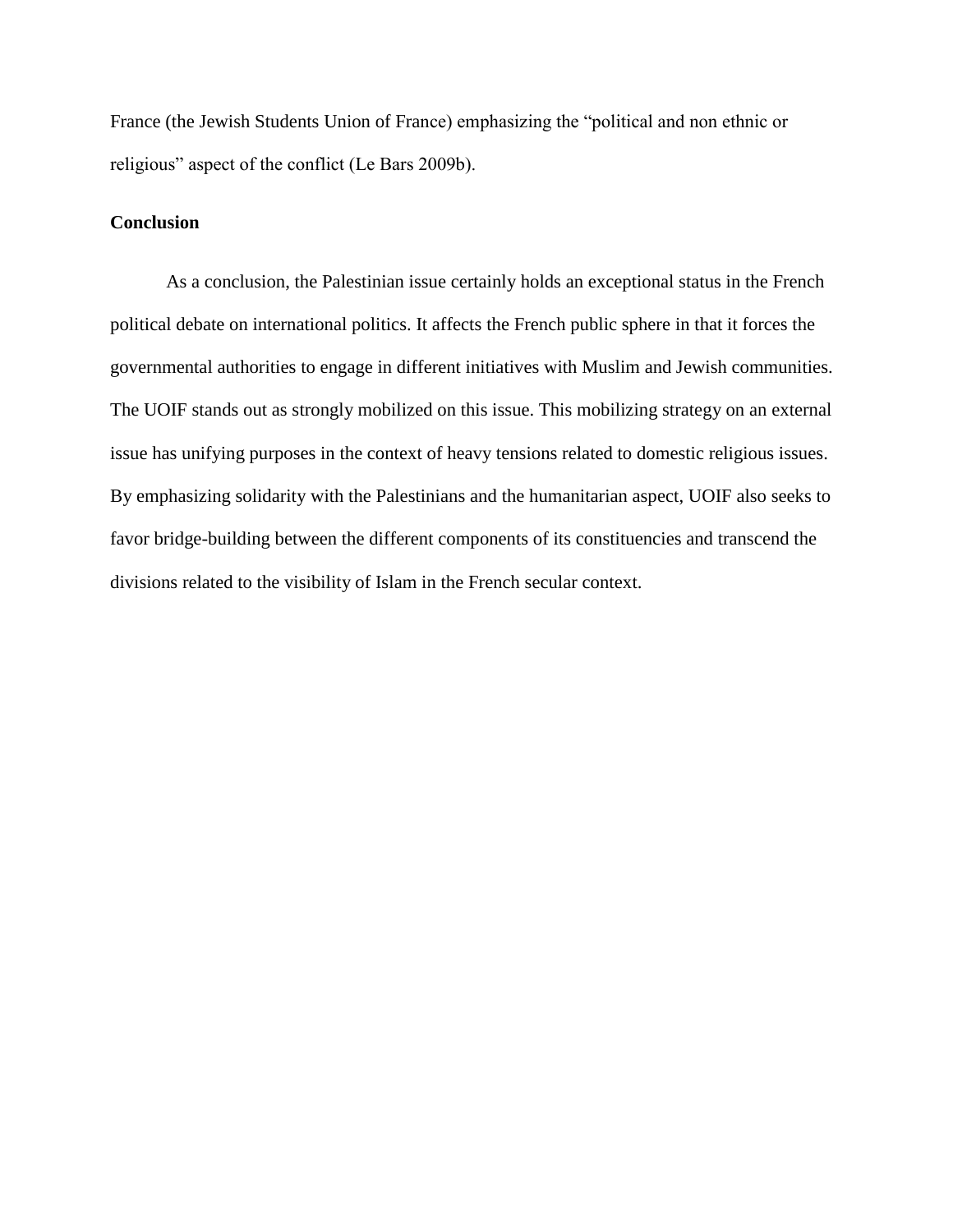France (the Jewish Students Union of France) emphasizing the "political and non ethnic or religious" aspect of the conflict (Le Bars 2009b).

## Conclusion

As a conclusion, the Palestinian issue certainly holds an exceptional status in the French political debate on international politics. It affects the French public sphere in that it forces the governmental authorities to engage in different initiatives with Muslim and Jewish communities. The UOIF stands out as strongly mobilized on this issue. This mobilizing strategy on an external issue has unifying purposes in the context of heavy tensions related to domestic religious issues. By emphasizing solidarity with the Palestinians and the humanitarian aspect, UOIF also seeks to favor bridge-building between the different components of its constituencies and transcend the divisions related to the visibility of Islam in the French secular context.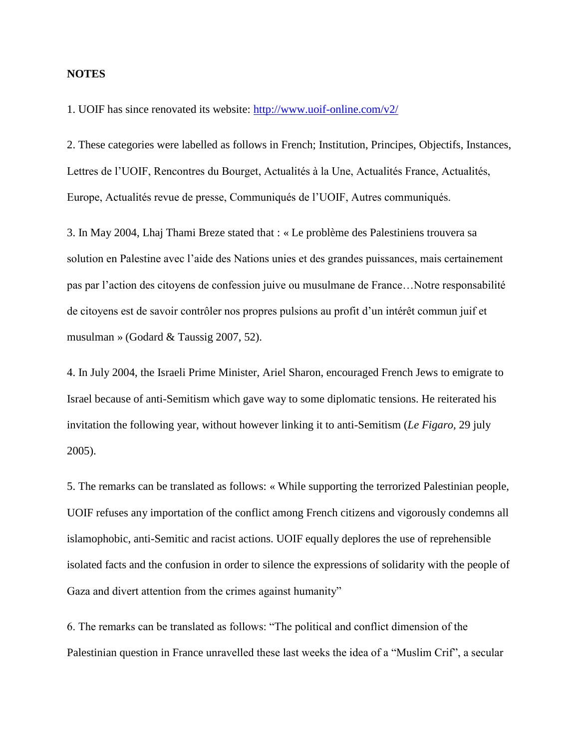**NOTES**

1. UOIF has since renovated its website: http://www.uoif-online.com/v2/

2. These categories were labelled as follows in French; Institution, Principes, Objectifs, Instances, Lettres de l'UOIF, Rencontres du Bourget, Actualités à la Une, Actualités France, Actualités, Europe, Actualités revue de presse, Communiqués de l'UOIF, Autres communiqués.

3. In May 2004, Lhaj Thami Breze stated that : « Le problème des Palestiniens trouvera sa solution en Palestine avec l'aide des Nations unies et des grandes puissances, mais certainement pas par l'action des citoyens de confession juive ou musulmane de France…Notre responsabilité de citoyens est de savoir contrôler nos propres pulsions au profit d'un intérêt commun juif et musulman » (Godard & Taussig 2007, 52).

4. In July 2004, the Israeli Prime Minister, Ariel Sharon, encouraged French Jews to emigrate to Israel because of anti-Semitism which gave way to some diplomatic tensions. He reiterated his invitation the following year, without however linking it to anti-Semitism (*Le Figaro*, 29 july 2005).

5. The remarks can be translated as follows: « While supporting the terrorized Palestinian people, UOIF refuses any importation of the conflict among French citizens and vigorously condemns all islamophobic, anti-Semitic and racist actions. UOIF equally deplores the use of reprehensible isolated facts and the confusion in order to silence the expressions of solidarity with the people of Gaza and divert attention from the crimes against humanity"

6. The remarks can be translated as follows: "The political and conflict dimension of the Palestinian question in France unravelled these last weeks the idea of a "Muslim Crif", a secular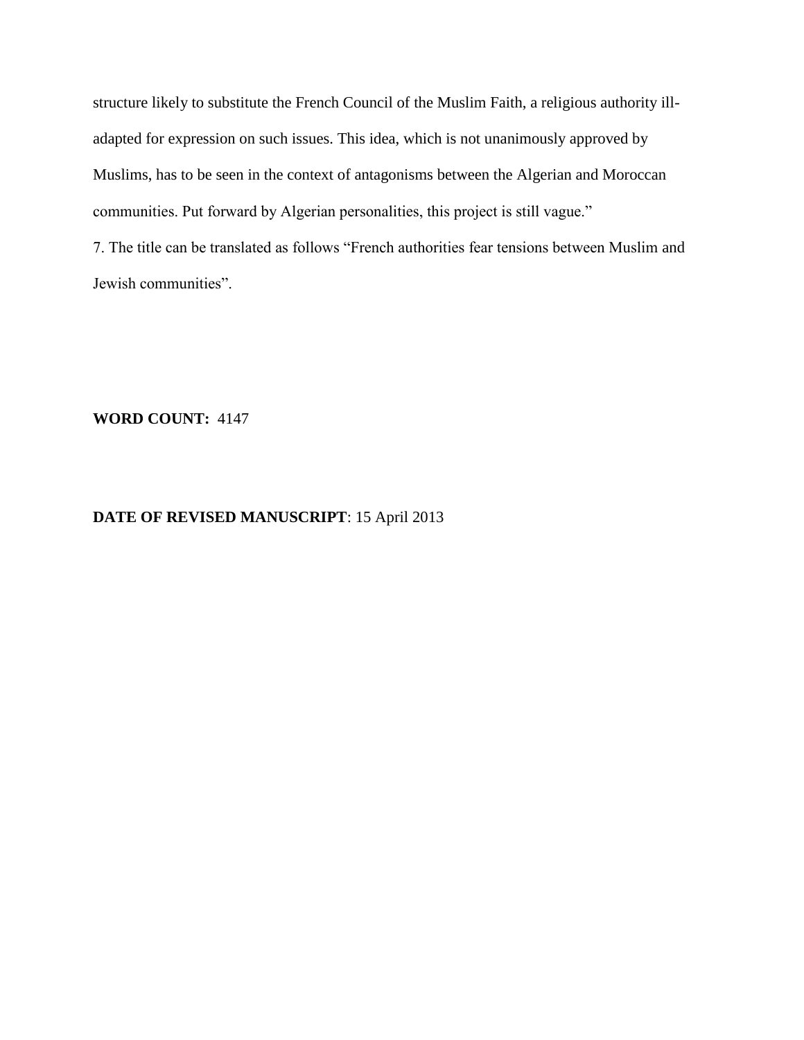structure likely to substitute the French Council of the Muslim Faith, a religious authority ill-adapted for expression on such issues. This idea, which is not unanimously approved by Muslims, has to be seen in the context of antagonisms between the Algerian and Moroccan communities. Put forward by Algerian personalities, this project is still vague."

7. The title can be translated as follows "French authorities fear tensions between Muslim and Jewish communities".

**WORD COUNT:** 4147

**DATE OF REVISED MANUSCRIPT**: 15 April 2013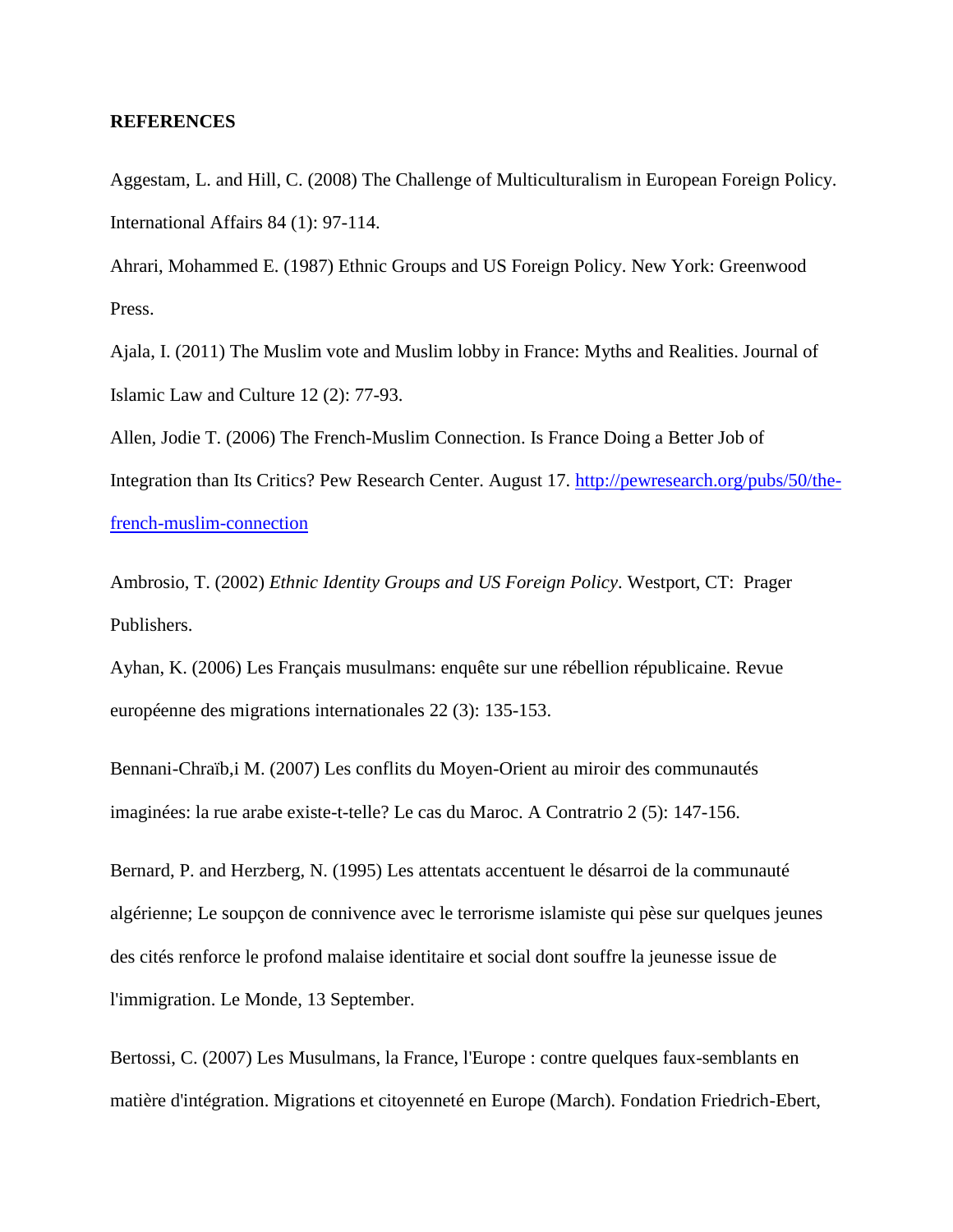**REFERENCES**

Aggestam, L. and Hill, C. (2008) The Challenge of Multiculturalism in European Foreign Policy. International Affairs 84 (1): 97-114.

Ahrari, Mohammed E. (1987) Ethnic Groups and US Foreign Policy. New York: Greenwood Press.

Ajala, I. (2011) The Muslim vote and Muslim lobby in France: Myths and Realities. Journal of Islamic Law and Culture 12 (2): 77-93.

Allen, Jodie T. (2006) The French-Muslim Connection. Is France Doing a Better Job of Integration than Its Critics? Pew Research Center. August 17. [http://pewresearch.org/pubs/50/the-french-muslim-connection](http://pewresearch.org/pubs/50/the-french-muslim-connection)

Ambrosio, T. (2002) *Ethnic Identity Groups and US Foreign Policy*. Westport, CT: Prager Publishers.

Ayhan, K. (2006) Les Français musulmans: enquête sur une rébellion républicaine. Revue européenne des migrations internationales 22 (3): 135-153.

Bennani-Chraïb,i M. (2007) Les conflits du Moyen-Orient au miroir des communautés imaginées: la rue arabe existe-t-telle? Le cas du Maroc. A Contratrio 2 (5): 147-156.

Bernard, P. and Herzberg, N. (1995) Les attentats accentuent le désarroi de la communauté algérienne; Le soupçon de connivence avec le terrorisme islamiste qui pèse sur quelques jeunes des cités renforce le profond malaise identitaire et social dont souffre la jeunesse issue de l'immigration. Le Monde, 13 September.

Bertossi, C. (2007) Les Musulmans, la France, l'Europe : contre quelques faux-semblants en matière d'intégration. Migrations et citoyenneté en Europe (March). Fondation Friedrich-Ebert,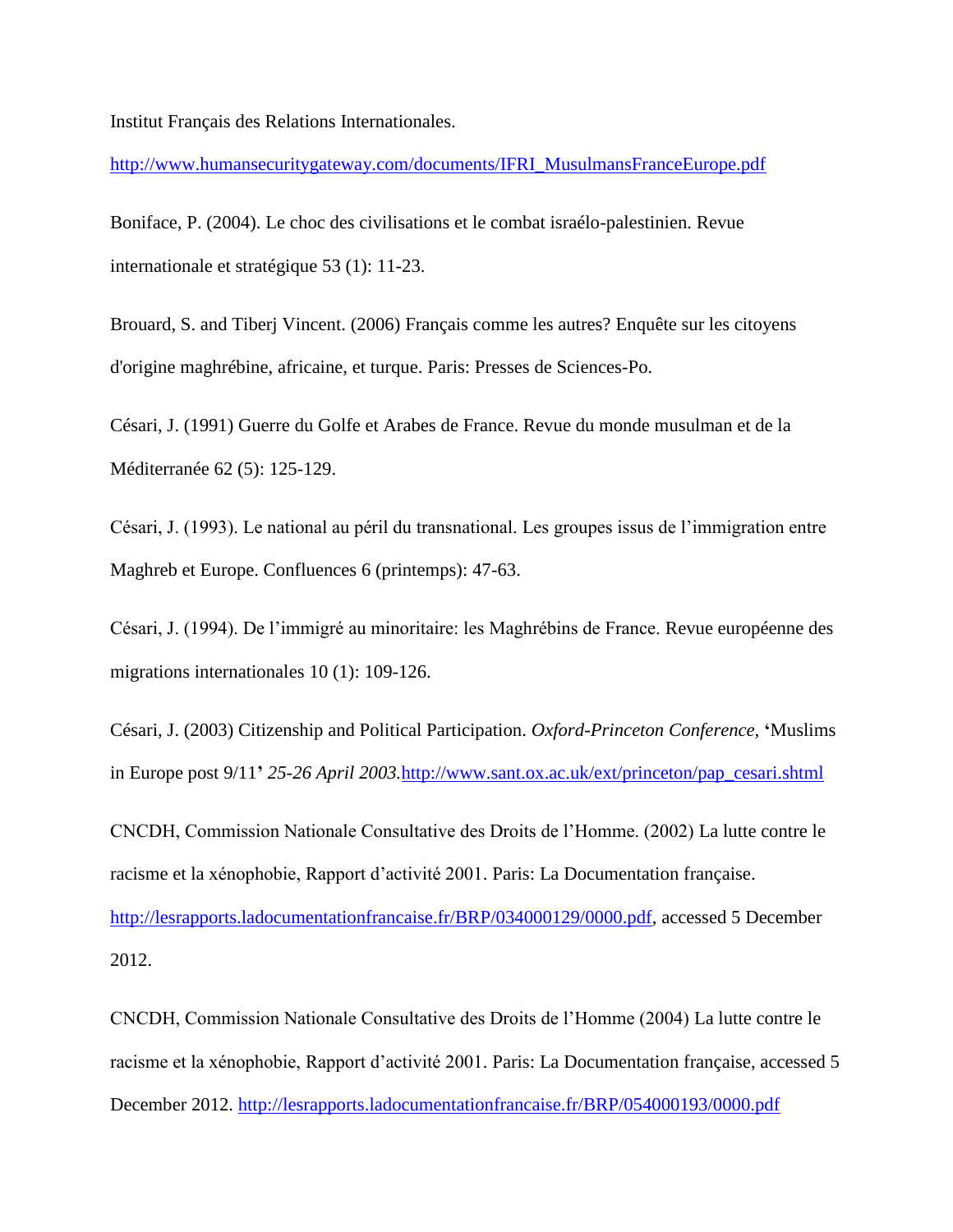Institut Français des Relations Internationales.

http://www.humansecuritygateway.com/documents/IFRI_MusulmansFranceEurope.pdf

Boniface, P. (2004). Le choc des civilisations et le combat israélo-palestinien. Revue internationale et stratégique 53 (1): 11-23.

Brouard, S. and Tiberj Vincent. (2006) Français comme les autres? Enquête sur les citoyens d'origine maghrébine, africaine, et turque. Paris: Presses de Sciences-Po.

Césari, J. (1991) Guerre du Golfe et Arabes de France. Revue du monde musulman et de la Méditerranée 62 (5): 125-129.

Césari, J. (1993). Le national au péril du transnational. Les groupes issus de l'immigration entre Maghreb et Europe. Confluences 6 (printemps): 47-63.

Césari, J. (1994). De l'immigré au minoritaire: les Maghrébins de France. Revue européenne des migrations internationales 10 (1): 109-126.

Césari, J. (2003) Citizenship and Political Participation. *Oxford-Princeton Conference*, **'**Muslims in Europe post 9/11**'** *25-26 April 2003.*http://www.sant.ox.ac.uk/ext/princeton/pap_cesari.shtml

CNCDH, Commission Nationale Consultative des Droits de l'Homme. (2002) La lutte contre le racisme et la xénophobie, Rapport d'activité 2001. Paris: La Documentation française. http://lesrapports.ladocumentationfrancaise.fr/BRP/034000129/0000.pdf, accessed 5 December 2012.

CNCDH, Commission Nationale Consultative des Droits de l'Homme (2004) La lutte contre le racisme et la xénophobie, Rapport d'activité 2001. Paris: La Documentation française, accessed 5 December 2012. http://lesrapports.ladocumentationfrancaise.fr/BRP/054000193/0000.pdf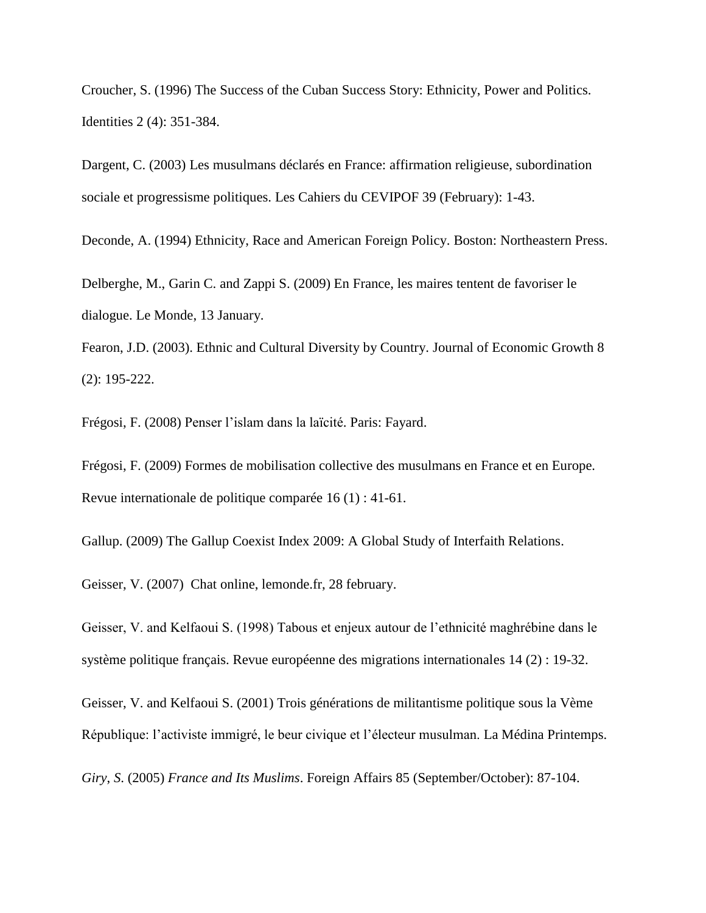Croucher, S. (1996) The Success of the Cuban Success Story: Ethnicity, Power and Politics. Identities 2 (4): 351-384.

Dargent, C. (2003) Les musulmans déclarés en France: affirmation religieuse, subordination sociale et progressisme politiques. Les Cahiers du CEVIPOF 39 (February): 1-43.

Deconde, A. (1994) Ethnicity, Race and American Foreign Policy. Boston: Northeastern Press.

Delberghe, M., Garin C. and Zappi S. (2009) En France, les maires tentent de favoriser le dialogue. Le Monde, 13 January.

Fearon, J.D. (2003). Ethnic and Cultural Diversity by Country. Journal of Economic Growth 8 (2): 195-222.

Frégosi, F. (2008) Penser l'islam dans la laïcité. Paris: Fayard.

Frégosi, F. (2009) Formes de mobilisation collective des musulmans en France et en Europe. Revue internationale de politique comparée 16 (1) : 41-61.

Gallup. (2009) The Gallup Coexist Index 2009: A Global Study of Interfaith Relations.

Geisser, V. (2007) Chat online, lemonde.fr, 28 february.

Geisser, V. and Kelfaoui S. (1998) Tabous et enjeux autour de l'ethnicité maghrébine dans le système politique français. Revue européenne des migrations internationales 14 (2) : 19-32.

Geisser, V. and Kelfaoui S. (2001) Trois générations de militantisme politique sous la Vème République: l'activiste immigré, le beur civique et l'électeur musulman. La Médina Printemps.

*Giry, S.* (2005) *France and Its Muslims*. Foreign Affairs 85 (September/October): 87-104.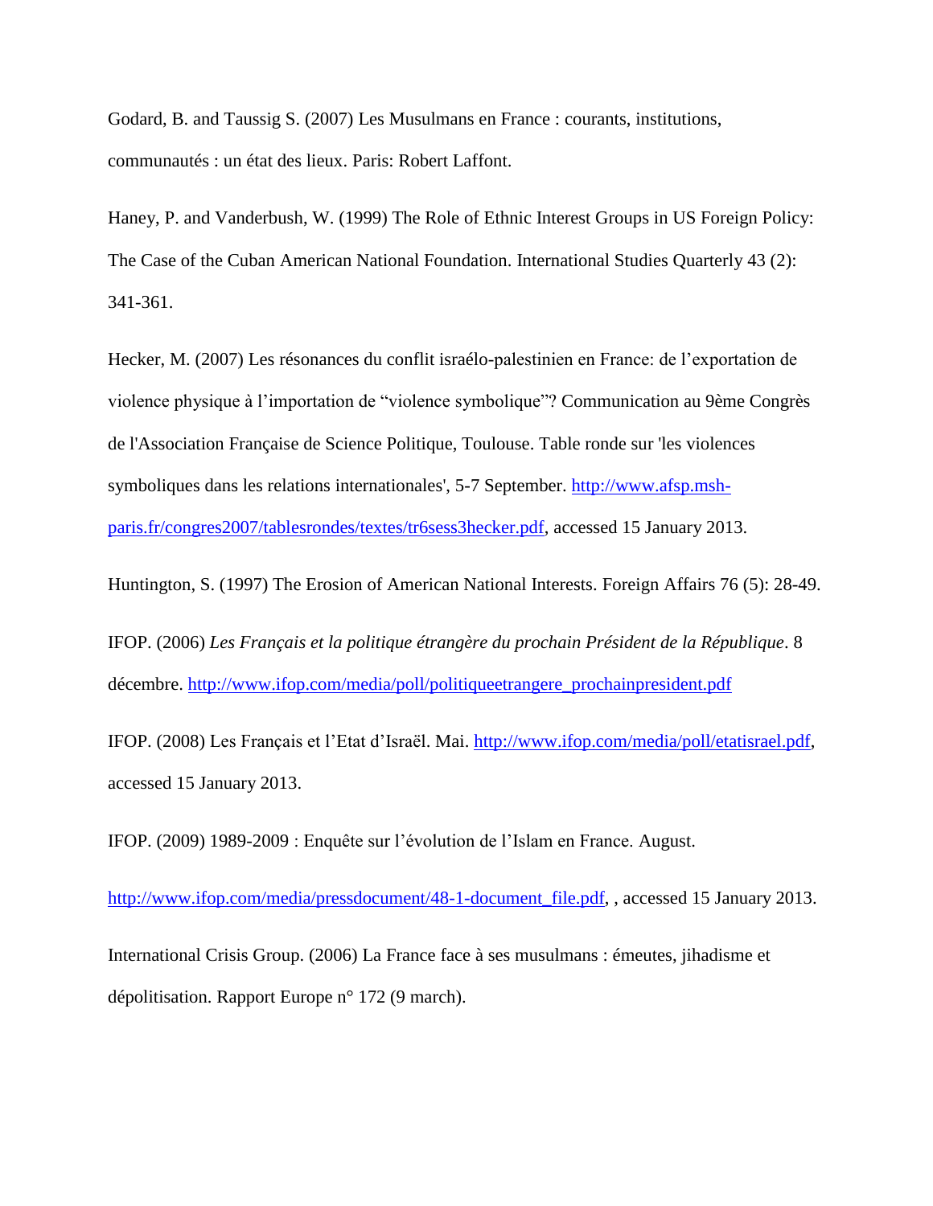Godard, B. and Taussig S. (2007) Les Musulmans en France : courants, institutions, communautés : un état des lieux. Paris: Robert Laffont.

Haney, P. and Vanderbush, W. (1999) The Role of Ethnic Interest Groups in US Foreign Policy: The Case of the Cuban American National Foundation. International Studies Quarterly 43 (2): 341-361.

Hecker, M. (2007) Les résonances du conflit israélo-palestinien en France: de l'exportation de violence physique à l'importation de "violence symbolique"? Communication au 9ème Congrès de l'Association Française de Science Politique, Toulouse. Table ronde sur 'les violences symboliques dans les relations internationales', 5-7 September. http://www.afsp.msh-paris.fr/congres2007/tablesrondes/textes/tr6sess3hecker.pdf, accessed 15 January 2013.

Huntington, S. (1997) The Erosion of American National Interests. Foreign Affairs 76 (5): 28-49.

IFOP. (2006) *Les Français et la politique étrangère du prochain Président de la République*. 8 décembre. http://www.ifop.com/media/poll/politiqueetrangere_prochainpresident.pdf

IFOP. (2008) Les Français et l'Etat d'Israël. Mai. http://www.ifop.com/media/poll/etatisrael.pdf, accessed 15 January 2013.

IFOP. (2009) 1989-2009 : Enquête sur l'évolution de l'Islam en France. August.

http://www.ifop.com/media/pressdocument/48-1-document_file.pdf, , accessed 15 January 2013.

International Crisis Group. (2006) La France face à ses musulmans : émeutes, jihadisme et dépolitisation. Rapport Europe n° 172 (9 march).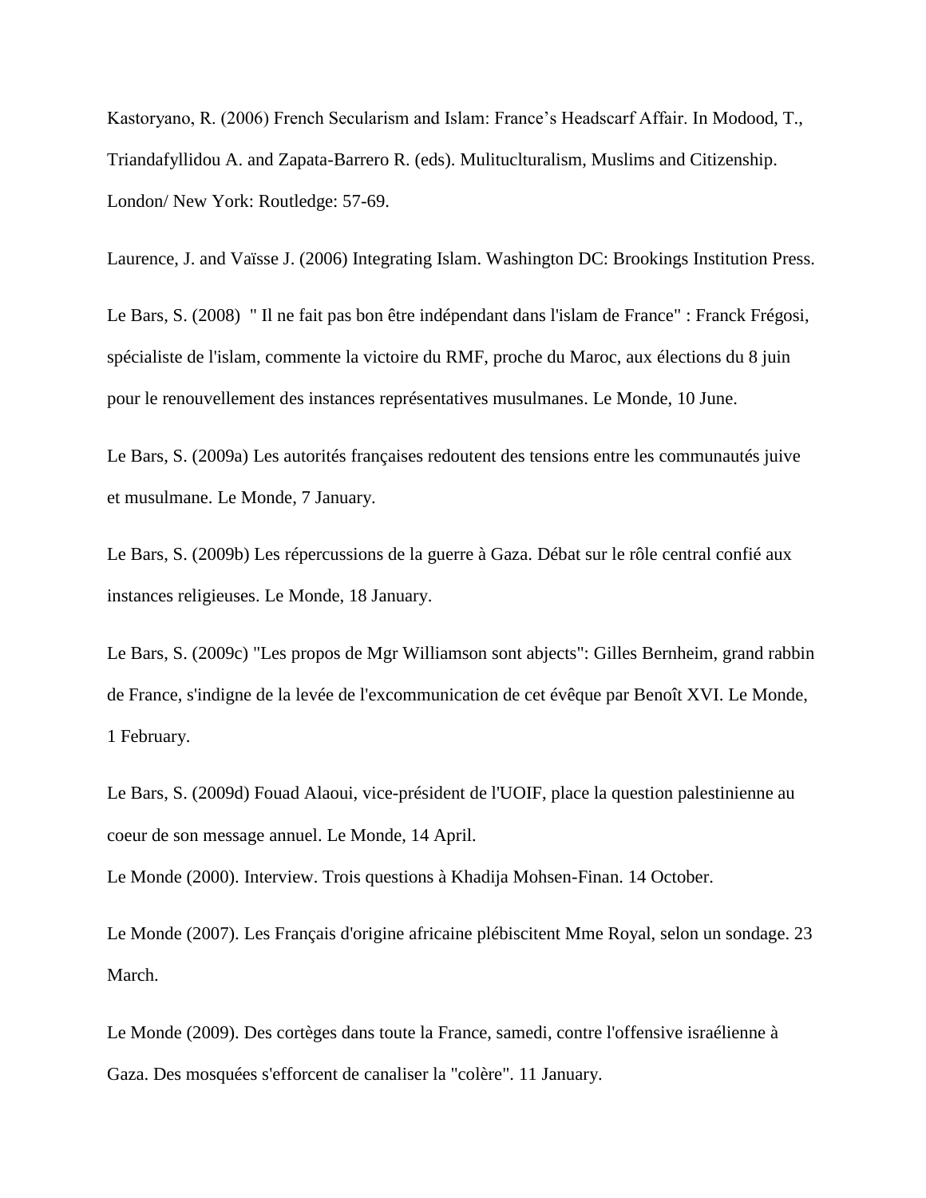Kastoryano, R. (2006) French Secularism and Islam: France's Headscarf Affair. In Modood, T., Triandafyllidou A. and Zapata-Barrero R. (eds). Mulituclturalism, Muslims and Citizenship. London/ New York: Routledge: 57-69.

Laurence, J. and Vaïsse J. (2006) Integrating Islam. Washington DC: Brookings Institution Press.

Le Bars, S. (2008) " Il ne fait pas bon être indépendant dans l'islam de France" : Franck Frégosi, spécialiste de l'islam, commente la victoire du RMF, proche du Maroc, aux élections du 8 juin pour le renouvellement des instances représentatives musulmanes. Le Monde, 10 June.

Le Bars, S. (2009a) Les autorités françaises redoutent des tensions entre les communautés juive et musulmane. Le Monde, 7 January.

Le Bars, S. (2009b) Les répercussions de la guerre à Gaza. Débat sur le rôle central confié aux instances religieuses. Le Monde, 18 January.

Le Bars, S. (2009c) "Les propos de Mgr Williamson sont abjects": Gilles Bernheim, grand rabbin de France, s'indigne de la levée de l'excommunication de cet évêque par Benoît XVI. Le Monde, 1 February.

Le Bars, S. (2009d) Fouad Alaoui, vice-président de l'UOIF, place la question palestinienne au coeur de son message annuel. Le Monde, 14 April.

Le Monde (2000). Interview. Trois questions à Khadija Mohsen-Finan. 14 October.

Le Monde (2007). Les Français d'origine africaine plébiscitent Mme Royal, selon un sondage. 23 March.

Le Monde (2009). Des cortèges dans toute la France, samedi, contre l'offensive israélienne à Gaza. Des mosquées s'efforcent de canaliser la "colère". 11 January.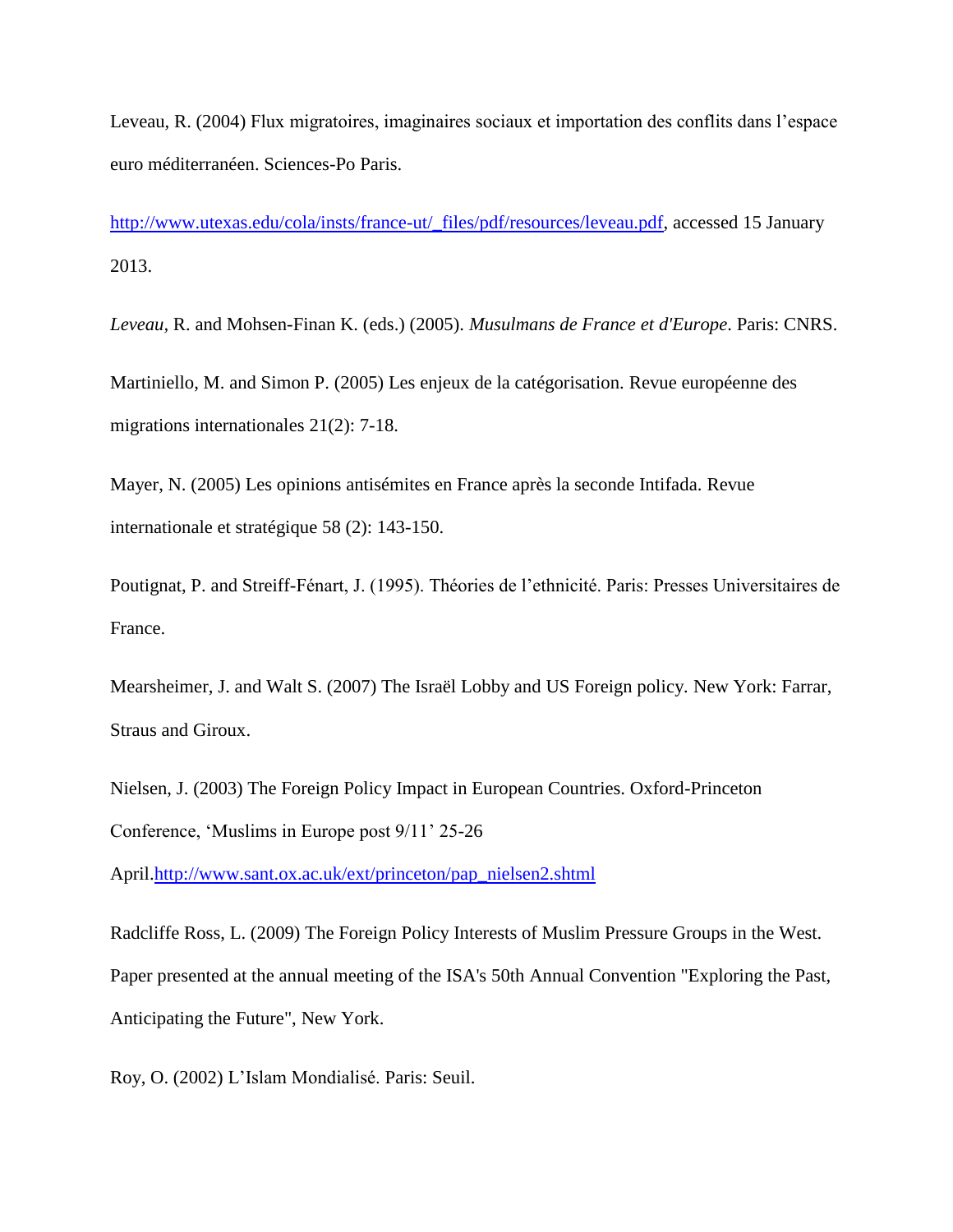Leveau, R. (2004) Flux migratoires, imaginaires sociaux et importation des conflits dans l'espace euro méditerranéen. Sciences-Po Paris.

http://www.utexas.edu/cola/insts/france-ut/_files/pdf/resources/leveau.pdf, accessed 15 January 2013.

*Leveau,* R. and Mohsen-Finan K. (eds.) (2005). *Musulmans de France et d'Europe*. Paris: CNRS.

Martiniello, M. and Simon P. (2005) Les enjeux de la catégorisation. Revue européenne des migrations internationales 21(2): 7-18.

Mayer, N. (2005) Les opinions antisémites en France après la seconde Intifada. Revue internationale et stratégique 58 (2): 143-150.

Poutignat, P. and Streiff-Fénart, J. (1995). Théories de l'ethnicité. Paris: Presses Universitaires de France.

Mearsheimer, J. and Walt S. (2007) The Israël Lobby and US Foreign policy. New York: Farrar, Straus and Giroux.

Nielsen, J. (2003) The Foreign Policy Impact in European Countries. Oxford-Princeton Conference, 'Muslims in Europe post 9/11' 25-26 April.http://www.sant.ox.ac.uk/ext/princeton/pap_nielsen2.shtml

Radcliffe Ross, L. (2009) The Foreign Policy Interests of Muslim Pressure Groups in the West. Paper presented at the annual meeting of the ISA's 50th Annual Convention "Exploring the Past, Anticipating the Future", New York.

Roy, O. (2002) L'Islam Mondialisé. Paris: Seuil.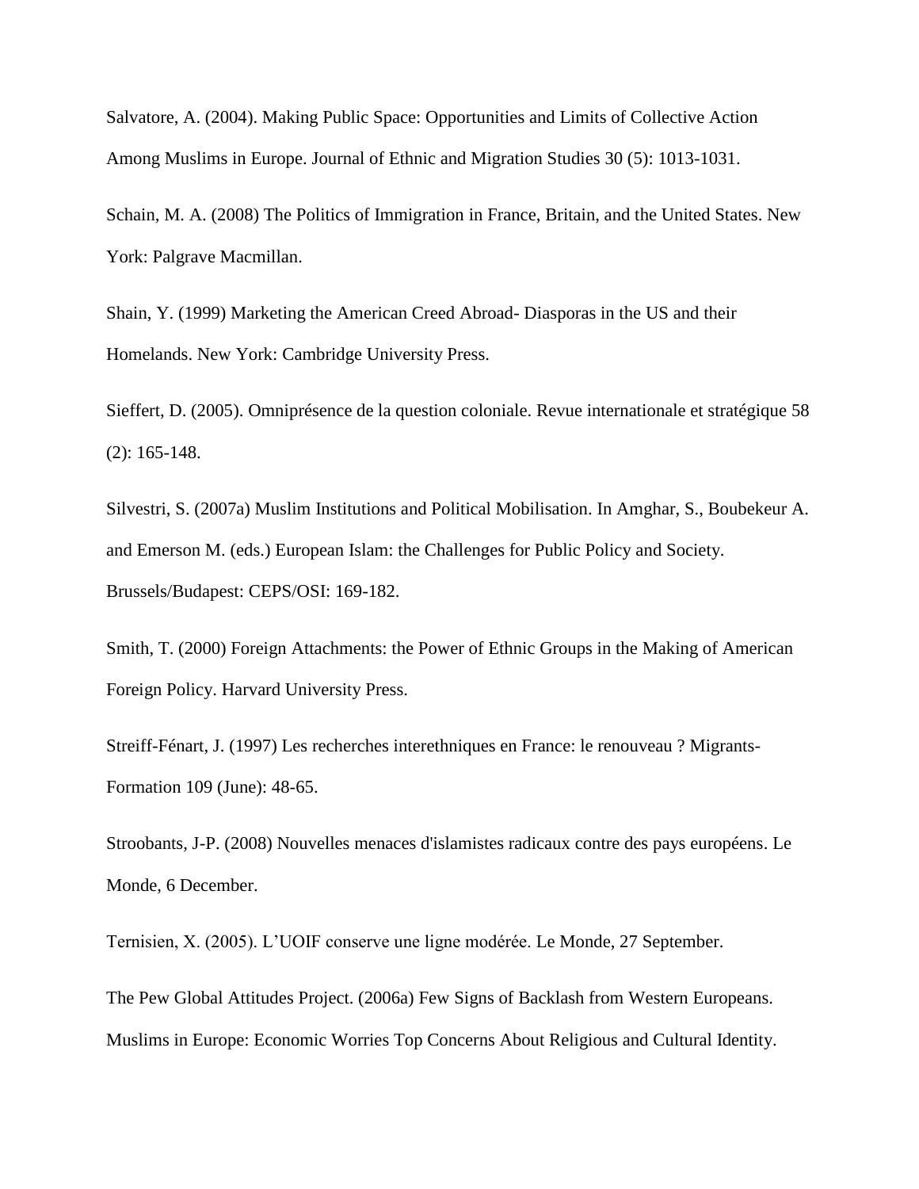Salvatore, A. (2004). Making Public Space: Opportunities and Limits of Collective Action Among Muslims in Europe. Journal of Ethnic and Migration Studies 30 (5): 1013-1031.

Schain, M. A. (2008) The Politics of Immigration in France, Britain, and the United States. New York: Palgrave Macmillan.

Shain, Y. (1999) Marketing the American Creed Abroad- Diasporas in the US and their Homelands. New York: Cambridge University Press.

Sieffert, D. (2005). Omniprésence de la question coloniale. Revue internationale et stratégique 58 (2): 165-148.

Silvestri, S. (2007a) Muslim Institutions and Political Mobilisation. In Amghar, S., Boubekeur A. and Emerson M. (eds.) European Islam: the Challenges for Public Policy and Society. Brussels/Budapest: CEPS/OSI: 169-182.

Smith, T. (2000) Foreign Attachments: the Power of Ethnic Groups in the Making of American Foreign Policy. Harvard University Press.

Streiff-Fénart, J. (1997) Les recherches interethniques en France: le renouveau ? Migrants-Formation 109 (June): 48-65.

Stroobants, J-P. (2008) Nouvelles menaces d'islamistes radicaux contre des pays européens. Le Monde, 6 December.

Ternisien, X. (2005). L'UOIF conserve une ligne modérée. Le Monde, 27 September.

The Pew Global Attitudes Project. (2006a) Few Signs of Backlash from Western Europeans. Muslims in Europe: Economic Worries Top Concerns About Religious and Cultural Identity.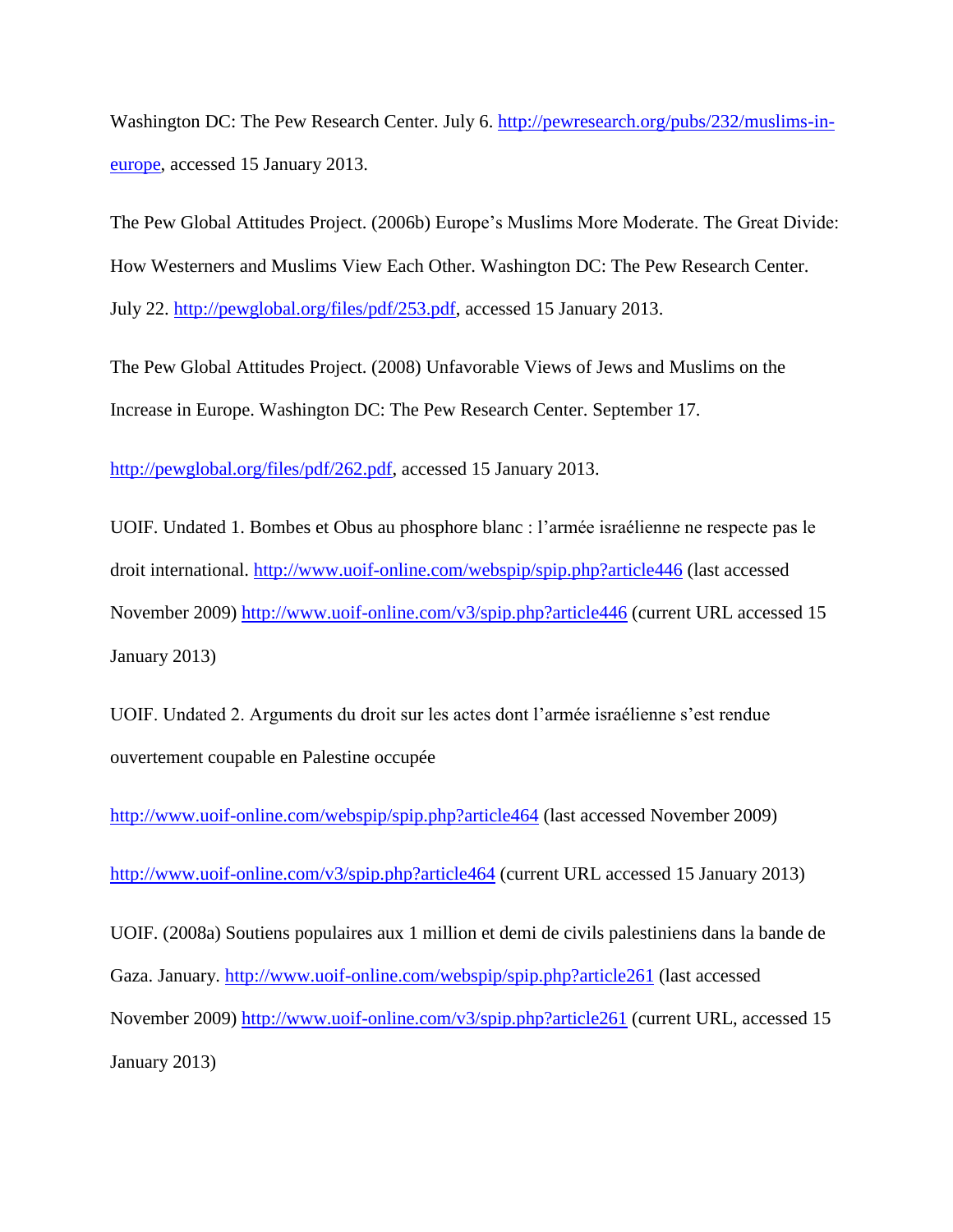Washington DC: The Pew Research Center. July 6. http://pewresearch.org/pubs/232/muslims-in-europe, accessed 15 January 2013.

The Pew Global Attitudes Project. (2006b) Europe's Muslims More Moderate. The Great Divide: How Westerners and Muslims View Each Other. Washington DC: The Pew Research Center. July 22. http://pewglobal.org/files/pdf/253.pdf, accessed 15 January 2013.

The Pew Global Attitudes Project. (2008) Unfavorable Views of Jews and Muslims on the Increase in Europe. Washington DC: The Pew Research Center. September 17.

http://pewglobal.org/files/pdf/262.pdf, accessed 15 January 2013.

UOIF. Undated 1. Bombes et Obus au phosphore blanc : l'armée israélienne ne respecte pas le droit international. http://www.uoif-online.com/webspip/spip.php?article446 (last accessed November 2009) http://www.uoif-online.com/v3/spip.php?article446 (current URL accessed 15 January 2013)

UOIF. Undated 2. Arguments du droit sur les actes dont l'armée israélienne s'est rendue ouvertement coupable en Palestine occupée

http://www.uoif-online.com/webspip/spip.php?article464 (last accessed November 2009)

http://www.uoif-online.com/v3/spip.php?article464 (current URL accessed 15 January 2013)

UOIF. (2008a) Soutiens populaires aux 1 million et demi de civils palestiniens dans la bande de Gaza. January. http://www.uoif-online.com/webspip/spip.php?article261 (last accessed November 2009) http://www.uoif-online.com/v3/spip.php?article261 (current URL, accessed 15 January 2013)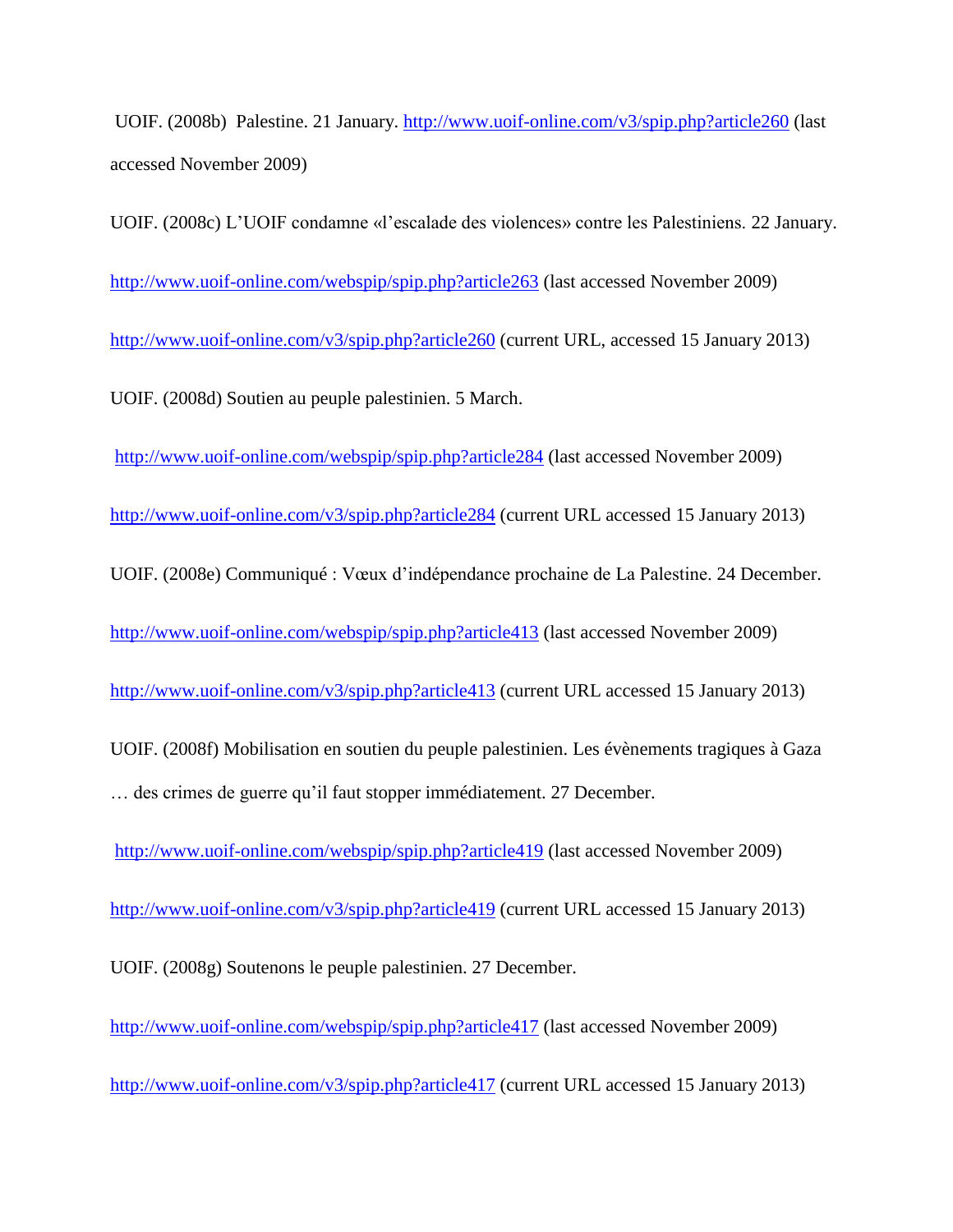UOIF. (2008b) Palestine. 21 January. http://www.uoif-online.com/v3/spip.php?article260 (last accessed November 2009)

UOIF. (2008c) L'UOIF condamne «l'escalade des violences» contre les Palestiniens. 22 January.

http://www.uoif-online.com/webspip/spip.php?article263 (last accessed November 2009)

http://www.uoif-online.com/v3/spip.php?article260 (current URL, accessed 15 January 2013)

UOIF. (2008d) Soutien au peuple palestinien. 5 March.

http://www.uoif-online.com/webspip/spip.php?article284 (last accessed November 2009)

http://www.uoif-online.com/v3/spip.php?article284 (current URL accessed 15 January 2013)

UOIF. (2008e) Communiqué : Vœux d'indépendance prochaine de La Palestine. 24 December.

http://www.uoif-online.com/webspip/spip.php?article413 (last accessed November 2009)

http://www.uoif-online.com/v3/spip.php?article413 (current URL accessed 15 January 2013)

UOIF. (2008f) Mobilisation en soutien du peuple palestinien. Les évènements tragiques à Gaza … des crimes de guerre qu'il faut stopper immédiatement. 27 December.

http://www.uoif-online.com/webspip/spip.php?article419 (last accessed November 2009)

http://www.uoif-online.com/v3/spip.php?article419 (current URL accessed 15 January 2013)

UOIF. (2008g) Soutenons le peuple palestinien. 27 December.

http://www.uoif-online.com/webspip/spip.php?article417 (last accessed November 2009)

http://www.uoif-online.com/v3/spip.php?article417 (current URL accessed 15 January 2013)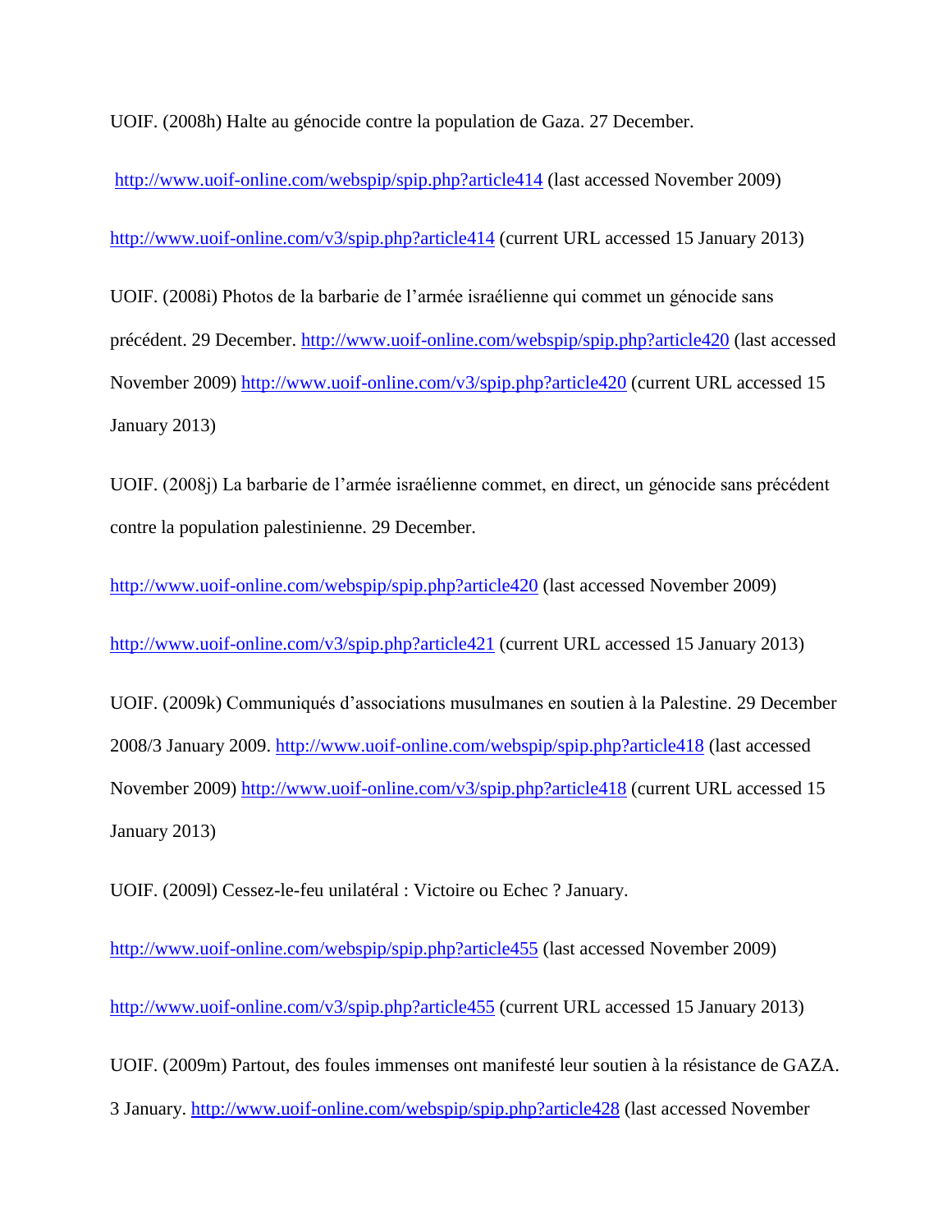UOIF. (2008h) Halte au génocide contre la population de Gaza. 27 December.

http://www.uoif-online.com/webspip/spip.php?article414 (last accessed November 2009)

http://www.uoif-online.com/v3/spip.php?article414 (current URL accessed 15 January 2013)

UOIF. (2008i) Photos de la barbarie de l'armée israélienne qui commet un génocide sans précédent. 29 December. http://www.uoif-online.com/webspip/spip.php?article420 (last accessed November 2009) http://www.uoif-online.com/v3/spip.php?article420 (current URL accessed 15 January 2013)

UOIF. (2008j) La barbarie de l'armée israélienne commet, en direct, un génocide sans précédent contre la population palestinienne. 29 December.

http://www.uoif-online.com/webspip/spip.php?article420 (last accessed November 2009)

http://www.uoif-online.com/v3/spip.php?article421 (current URL accessed 15 January 2013)

UOIF. (2009k) Communiqués d'associations musulmanes en soutien à la Palestine. 29 December 2008/3 January 2009. http://www.uoif-online.com/webspip/spip.php?article418 (last accessed November 2009) http://www.uoif-online.com/v3/spip.php?article418 (current URL accessed 15 January 2013)

UOIF. (2009l) Cessez-le-feu unilatéral : Victoire ou Echec ? January.

http://www.uoif-online.com/webspip/spip.php?article455 (last accessed November 2009)

http://www.uoif-online.com/v3/spip.php?article455 (current URL accessed 15 January 2013)

UOIF. (2009m) Partout, des foules immenses ont manifesté leur soutien à la résistance de GAZA. 3 January. http://www.uoif-online.com/webspip/spip.php?article428 (last accessed November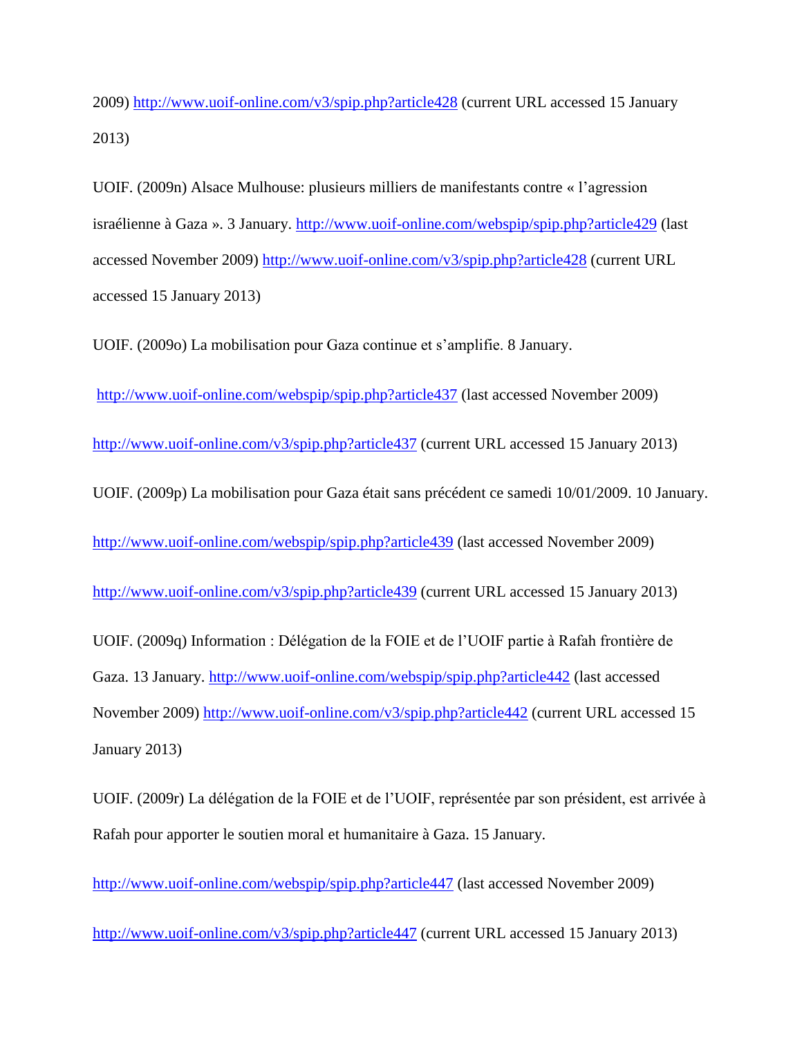2009) http://www.uoif-online.com/v3/spip.php?article428 (current URL accessed 15 January 2013)

UOIF. (2009n) Alsace Mulhouse: plusieurs milliers de manifestants contre « l'agression israélienne à Gaza ». 3 January. http://www.uoif-online.com/webspip/spip.php?article429 (last accessed November 2009) http://www.uoif-online.com/v3/spip.php?article428 (current URL accessed 15 January 2013)

UOIF. (2009o) La mobilisation pour Gaza continue et s'amplifie. 8 January.

http://www.uoif-online.com/webspip/spip.php?article437 (last accessed November 2009)

http://www.uoif-online.com/v3/spip.php?article437 (current URL accessed 15 January 2013)

UOIF. (2009p) La mobilisation pour Gaza était sans précédent ce samedi 10/01/2009. 10 January.

http://www.uoif-online.com/webspip/spip.php?article439 (last accessed November 2009)

http://www.uoif-online.com/v3/spip.php?article439 (current URL accessed 15 January 2013)

UOIF. (2009q) Information : Délégation de la FOIE et de l'UOIF partie à Rafah frontière de Gaza. 13 January. http://www.uoif-online.com/webspip/spip.php?article442 (last accessed November 2009) http://www.uoif-online.com/v3/spip.php?article442 (current URL accessed 15 January 2013)

UOIF. (2009r) La délégation de la FOIE et de l'UOIF, représentée par son président, est arrivée à Rafah pour apporter le soutien moral et humanitaire à Gaza. 15 January.

http://www.uoif-online.com/webspip/spip.php?article447 (last accessed November 2009)

http://www.uoif-online.com/v3/spip.php?article447 (current URL accessed 15 January 2013)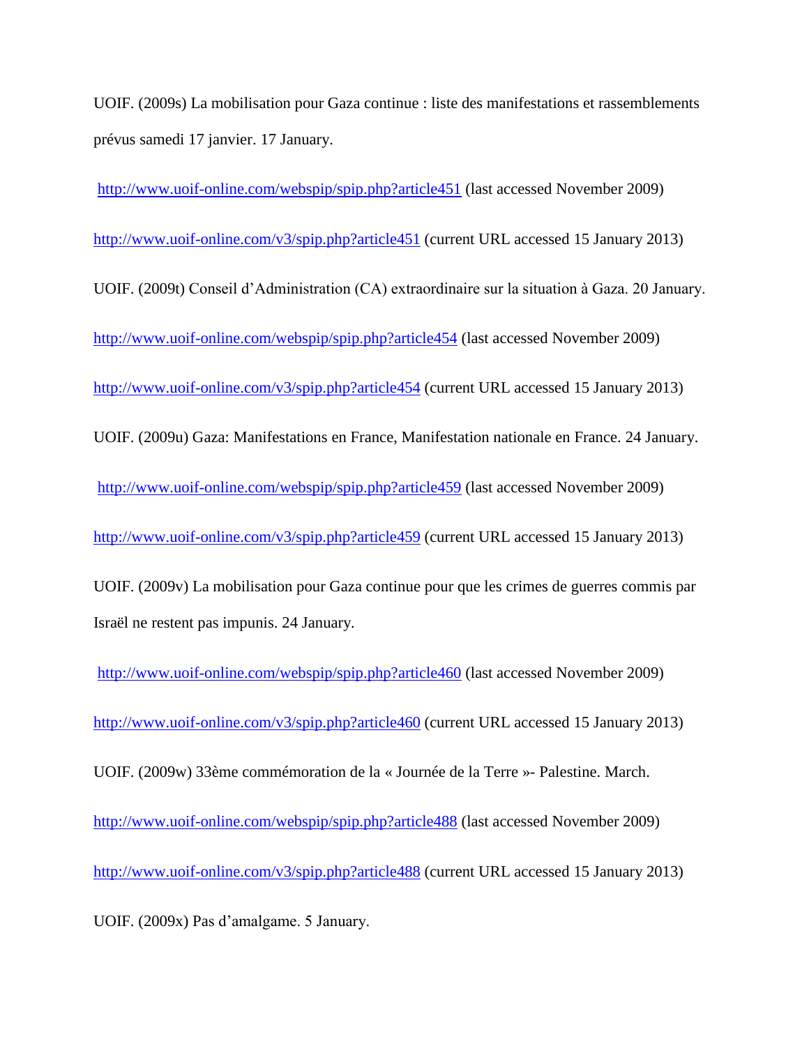UOIF. (2009s) La mobilisation pour Gaza continue : liste des manifestations et rassemblements prévus samedi 17 janvier. 17 January.

http://www.uoif-online.com/webspip/spip.php?article451 (last accessed November 2009)

http://www.uoif-online.com/v3/spip.php?article451 (current URL accessed 15 January 2013)

UOIF. (2009t) Conseil d'Administration (CA) extraordinaire sur la situation à Gaza. 20 January.

http://www.uoif-online.com/webspip/spip.php?article454 (last accessed November 2009)

http://www.uoif-online.com/v3/spip.php?article454 (current URL accessed 15 January 2013)

UOIF. (2009u) Gaza: Manifestations en France, Manifestation nationale en France. 24 January.

http://www.uoif-online.com/webspip/spip.php?article459 (last accessed November 2009)

http://www.uoif-online.com/v3/spip.php?article459 (current URL accessed 15 January 2013)

UOIF. (2009v) La mobilisation pour Gaza continue pour que les crimes de guerres commis par Israël ne restent pas impunis. 24 January.

http://www.uoif-online.com/webspip/spip.php?article460 (last accessed November 2009)

http://www.uoif-online.com/v3/spip.php?article460 (current URL accessed 15 January 2013)

UOIF. (2009w) 33ème commémoration de la « Journée de la Terre »- Palestine. March.

http://www.uoif-online.com/webspip/spip.php?article488 (last accessed November 2009)

http://www.uoif-online.com/v3/spip.php?article488 (current URL accessed 15 January 2013)

UOIF. (2009x) Pas d'amalgame. 5 January.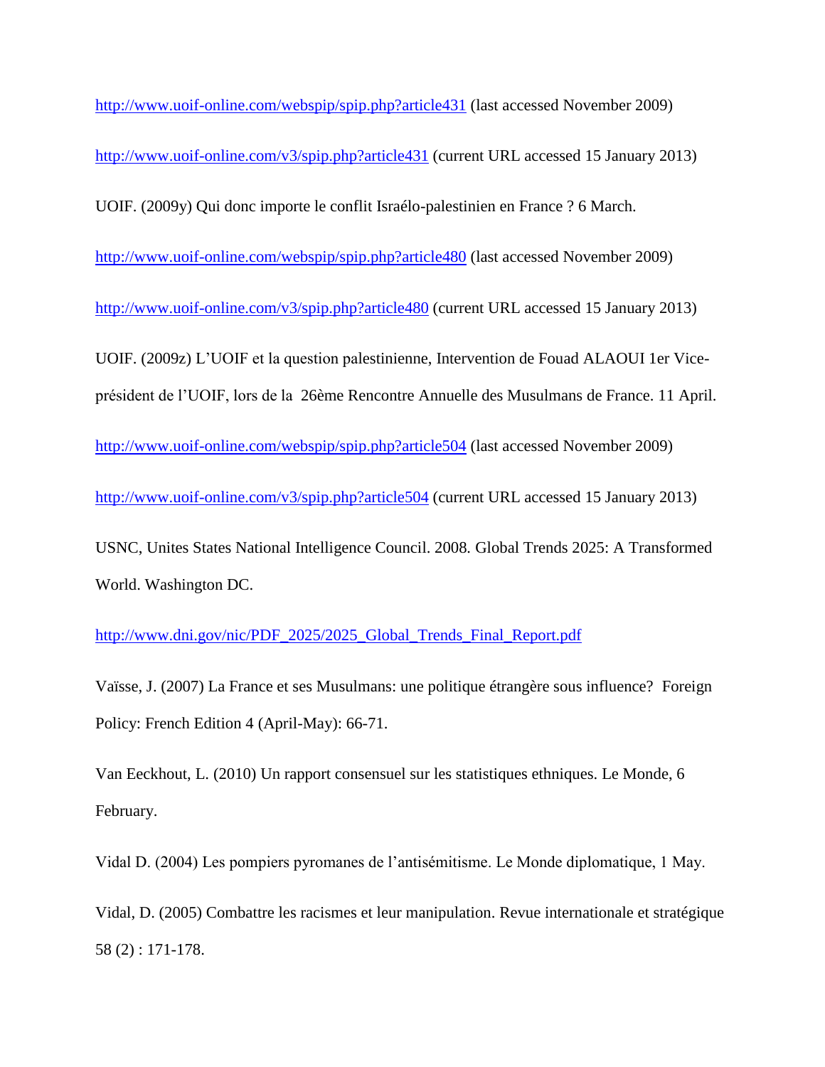http://www.uoif-online.com/webspip/spip.php?article431 (last accessed November 2009)

http://www.uoif-online.com/v3/spip.php?article431 (current URL accessed 15 January 2013)

UOIF. (2009y) Qui donc importe le conflit Israélo-palestinien en France ? 6 March.

http://www.uoif-online.com/webspip/spip.php?article480 (last accessed November 2009)

http://www.uoif-online.com/v3/spip.php?article480 (current URL accessed 15 January 2013)

UOIF. (2009z) L'UOIF et la question palestinienne, Intervention de Fouad ALAOUI 1er Vice-président de l'UOIF, lors de la 26ème Rencontre Annuelle des Musulmans de France. 11 April.

http://www.uoif-online.com/webspip/spip.php?article504 (last accessed November 2009)

http://www.uoif-online.com/v3/spip.php?article504 (current URL accessed 15 January 2013)

USNC, Unites States National Intelligence Council. 2008. Global Trends 2025: A Transformed World. Washington DC.

http://www.dni.gov/nic/PDF_2025/2025_Global_Trends_Final_Report.pdf

Vaïsse, J. (2007) La France et ses Musulmans: une politique étrangère sous influence? Foreign Policy: French Edition 4 (April-May): 66-71.

Van Eeckhout, L. (2010) Un rapport consensuel sur les statistiques ethniques. Le Monde, 6 February.

Vidal D. (2004) Les pompiers pyromanes de l'antisémitisme. Le Monde diplomatique, 1 May.

Vidal, D. (2005) Combattre les racismes et leur manipulation. Revue internationale et stratégique 58 (2) : 171-178.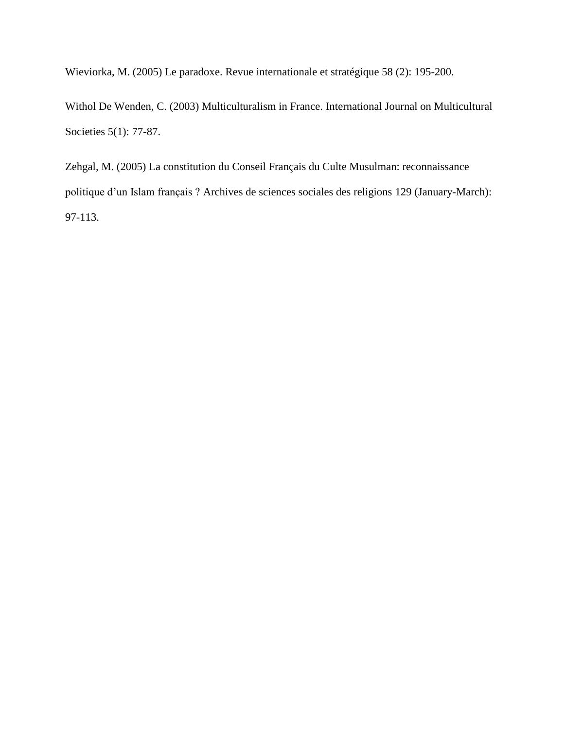Wieviorka, M. (2005) Le paradoxe. Revue internationale et stratégique 58 (2): 195-200.

Withol De Wenden, C. (2003) Multiculturalism in France. International Journal on Multicultural Societies 5(1): 77-87.

Zehgal, M. (2005) La constitution du Conseil Français du Culte Musulman: reconnaissance politique d'un Islam français ? Archives de sciences sociales des religions 129 (January-March): 97-113.